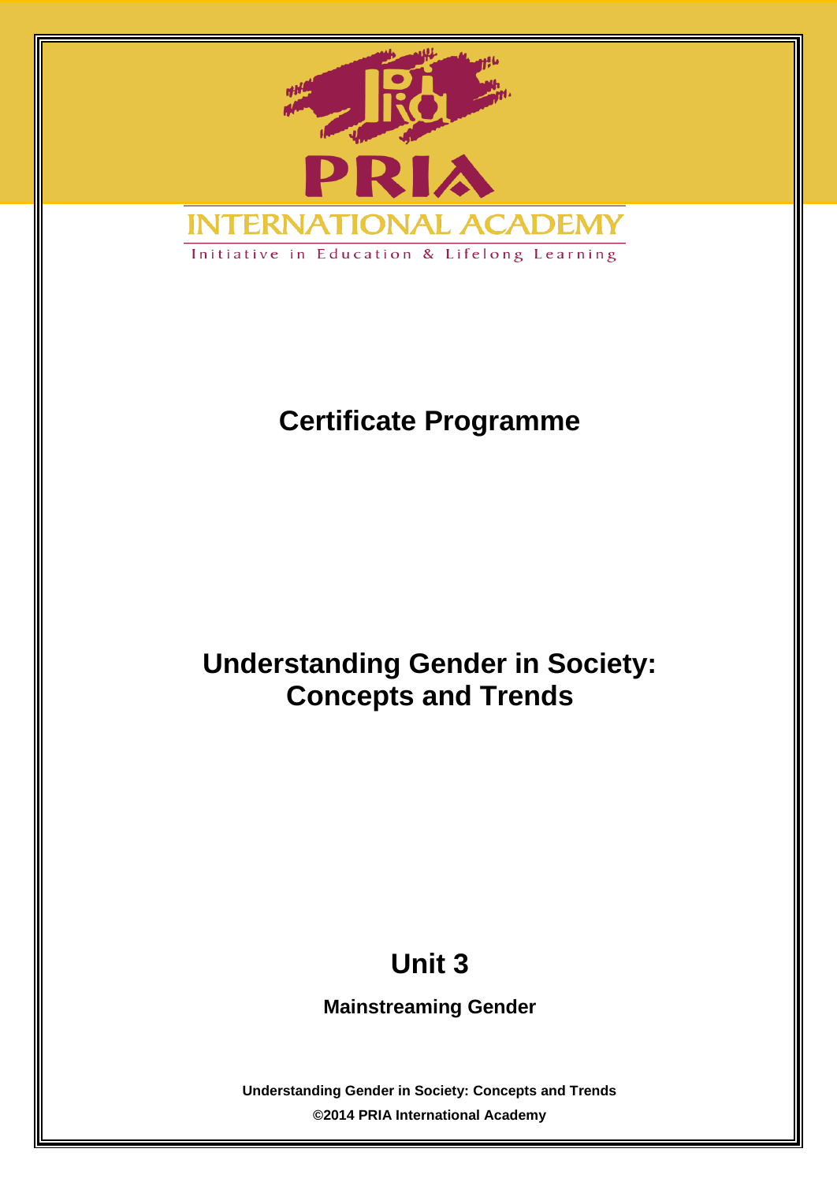PRIA

INTERNATIONAL ACADEMY

Initiative in Education & Lifelong Learning

# Certificate Programme

# Understanding Gender in Society: Concepts and Trends

## Unit 3

### Mainstreaming Gender

**Understanding Gender in Society: Concepts and Trends**

**©2014 PRIA International Academy**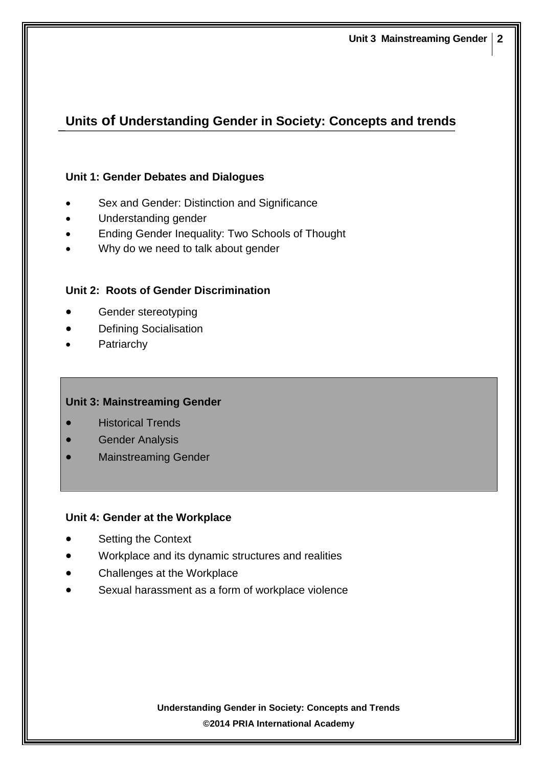## Units of Understanding Gender in Society: Concepts and trends

**Unit 1: Gender Debates and Dialogues**

- Sex and Gender: Distinction and Significance
- Understanding gender
- Ending Gender Inequality: Two Schools of Thought
- Why do we need to talk about gender

**Unit 2: Roots of Gender Discrimination**

- Gender stereotyping
- Defining Socialisation
- Patriarchy

**Unit 3: Mainstreaming Gender**

- Historical Trends
- Gender Analysis
- Mainstreaming Gender

**Unit 4: Gender at the Workplace**

- Setting the Context
- Workplace and its dynamic structures and realities
- Challenges at the Workplace
- Sexual harassment as a form of workplace violence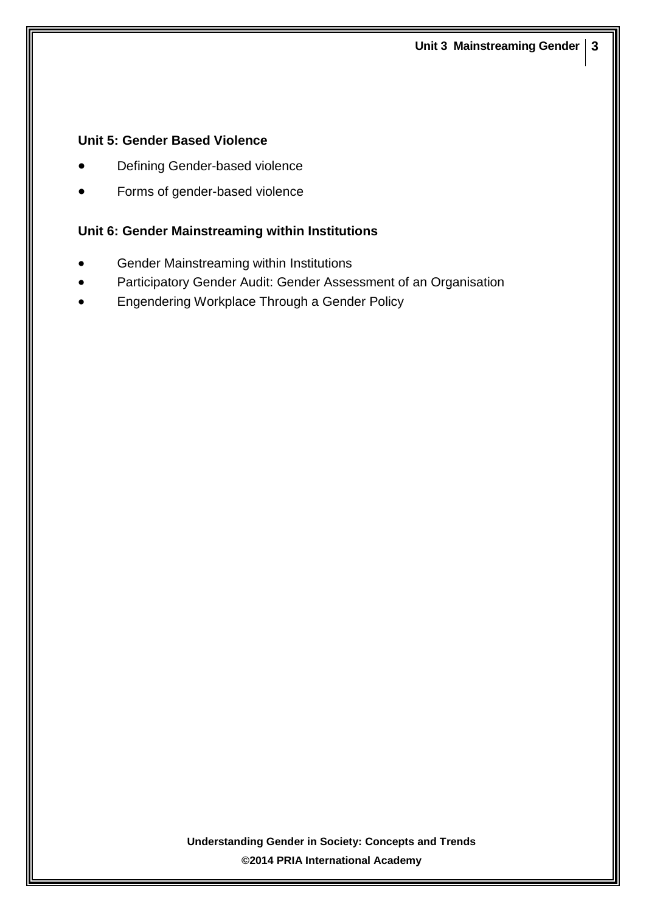**Unit 5: Gender Based Violence**

- Defining Gender-based violence
- Forms of gender-based violence

**Unit 6: Gender Mainstreaming within Institutions**

- Gender Mainstreaming within Institutions
- Participatory Gender Audit: Gender Assessment of an Organisation
- Engendering Workplace Through a Gender Policy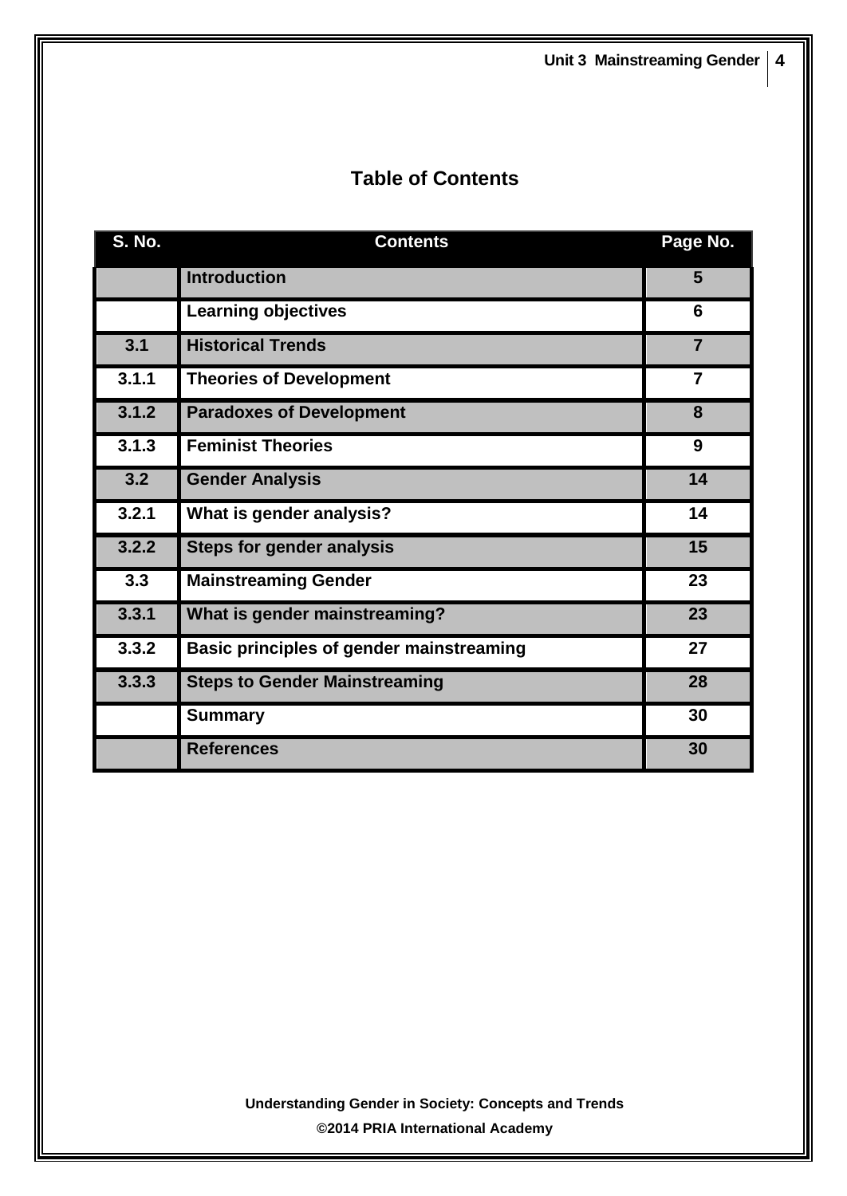## Table of Contents

| S. No. | Contents | Page No. |
|---|---|---|
| | **Introduction** | 5 |
| | **Learning objectives** | 6 |
| 3.1 | **Historical Trends** | 7 |
| 3.1.1 | **Theories of Development** | 7 |
| 3.1.2 | **Paradoxes of Development** | 8 |
| 3.1.3 | **Feminist Theories** | 9 |
| 3.2 | **Gender Analysis** | 14 |
| 3.2.1 | **What is gender analysis?** | 14 |
| 3.2.2 | **Steps for gender analysis** | 15 |
| 3.3 | **Mainstreaming Gender** | 23 |
| 3.3.1 | **What is gender mainstreaming?** | 23 |
| 3.3.2 | **Basic principles of gender mainstreaming** | 27 |
| 3.3.3 | **Steps to Gender Mainstreaming** | 28 |
| | **Summary** | 30 |
| | **References** | 30 |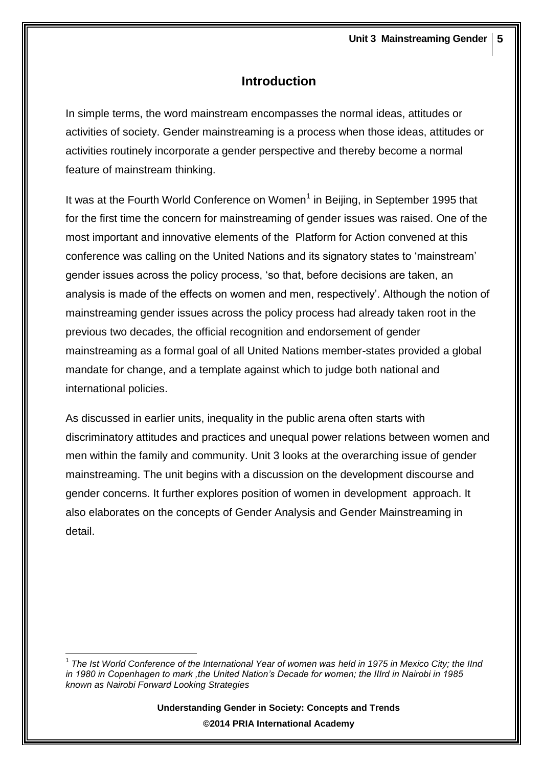## Introduction

In simple terms, the word mainstream encompasses the normal ideas, attitudes or activities of society. Gender mainstreaming is a process when those ideas, attitudes or activities routinely incorporate a gender perspective and thereby become a normal feature of mainstream thinking.

It was at the Fourth World Conference on Women[1] in Beijing, in September 1995 that for the first time the concern for mainstreaming of gender issues was raised. One of the most important and innovative elements of the Platform for Action convened at this conference was calling on the United Nations and its signatory states to 'mainstream' gender issues across the policy process, 'so that, before decisions are taken, an analysis is made of the effects on women and men, respectively'. Although the notion of mainstreaming gender issues across the policy process had already taken root in the previous two decades, the official recognition and endorsement of gender mainstreaming as a formal goal of all United Nations member-states provided a global mandate for change, and a template against which to judge both national and international policies.

As discussed in earlier units, inequality in the public arena often starts with discriminatory attitudes and practices and unequal power relations between women and men within the family and community. Unit 3 looks at the overarching issue of gender mainstreaming. The unit begins with a discussion on the development discourse and gender concerns. It further explores position of women in development approach. It also elaborates on the concepts of Gender Analysis and Gender Mainstreaming in detail.

---

[1] *The Ist World Conference of the International Year of women was held in 1975 in Mexico City; the IInd in 1980 in Copenhagen to mark ,the United Nation's Decade for women; the IIIrd in Nairobi in 1985 known as Nairobi Forward Looking Strategies*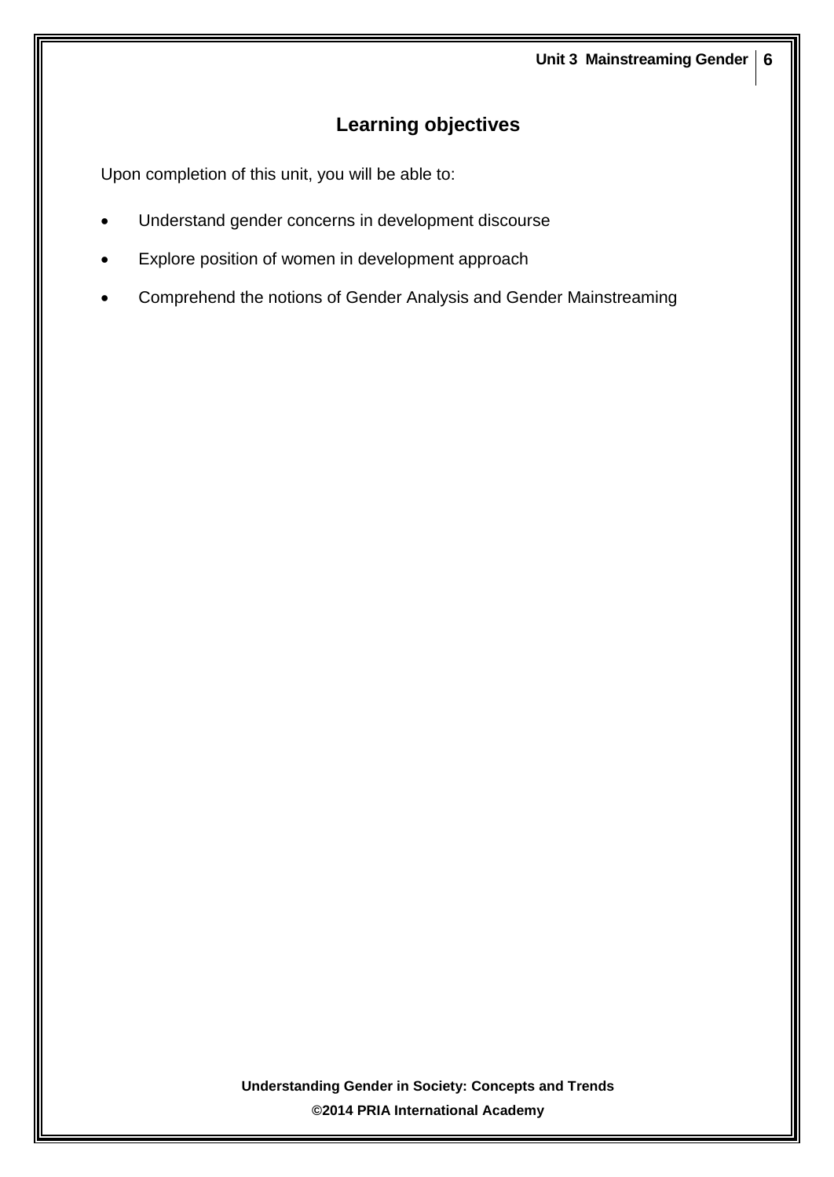## Learning objectives

Upon completion of this unit, you will be able to:

- Understand gender concerns in development discourse
- Explore position of women in development approach
- Comprehend the notions of Gender Analysis and Gender Mainstreaming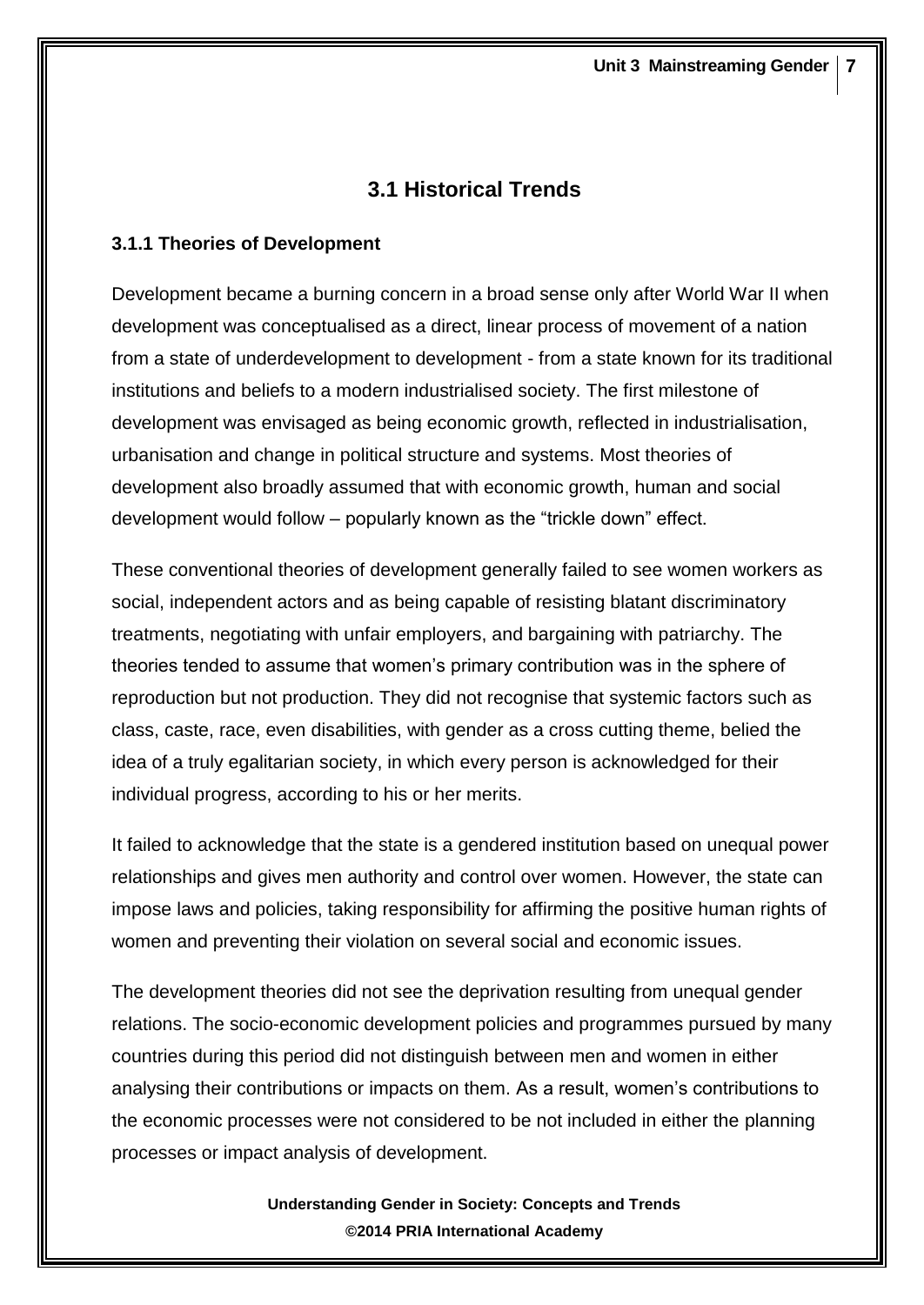## 3.1 Historical Trends

### 3.1.1 Theories of Development

Development became a burning concern in a broad sense only after World War II when development was conceptualised as a direct, linear process of movement of a nation from a state of underdevelopment to development - from a state known for its traditional institutions and beliefs to a modern industrialised society. The first milestone of development was envisaged as being economic growth, reflected in industrialisation, urbanisation and change in political structure and systems. Most theories of development also broadly assumed that with economic growth, human and social development would follow – popularly known as the "trickle down" effect.

These conventional theories of development generally failed to see women workers as social, independent actors and as being capable of resisting blatant discriminatory treatments, negotiating with unfair employers, and bargaining with patriarchy. The theories tended to assume that women's primary contribution was in the sphere of reproduction but not production. They did not recognise that systemic factors such as class, caste, race, even disabilities, with gender as a cross cutting theme, belied the idea of a truly egalitarian society, in which every person is acknowledged for their individual progress, according to his or her merits.

It failed to acknowledge that the state is a gendered institution based on unequal power relationships and gives men authority and control over women. However, the state can impose laws and policies, taking responsibility for affirming the positive human rights of women and preventing their violation on several social and economic issues.

The development theories did not see the deprivation resulting from unequal gender relations. The socio-economic development policies and programmes pursued by many countries during this period did not distinguish between men and women in either analysing their contributions or impacts on them. As a result, women's contributions to the economic processes were not considered to be not included in either the planning processes or impact analysis of development.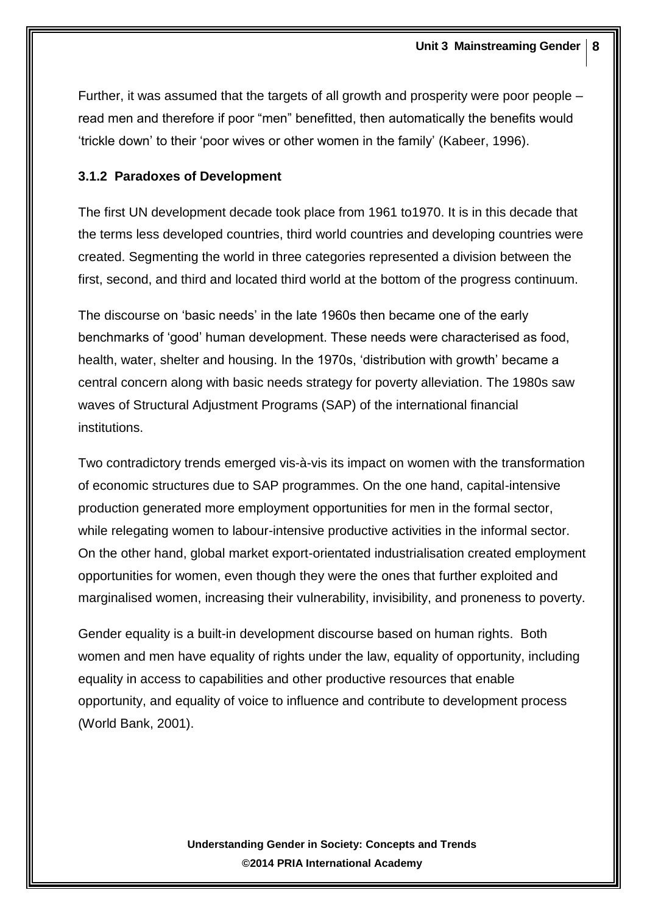Further, it was assumed that the targets of all growth and prosperity were poor people – read men and therefore if poor "men" benefitted, then automatically the benefits would 'trickle down' to their 'poor wives or other women in the family' (Kabeer, 1996).

### 3.1.2 Paradoxes of Development

The first UN development decade took place from 1961 to1970. It is in this decade that the terms less developed countries, third world countries and developing countries were created. Segmenting the world in three categories represented a division between the first, second, and third and located third world at the bottom of the progress continuum.

The discourse on 'basic needs' in the late 1960s then became one of the early benchmarks of 'good' human development. These needs were characterised as food, health, water, shelter and housing. In the 1970s, 'distribution with growth' became a central concern along with basic needs strategy for poverty alleviation. The 1980s saw waves of Structural Adjustment Programs (SAP) of the international financial institutions.

Two contradictory trends emerged vis-à-vis its impact on women with the transformation of economic structures due to SAP programmes. On the one hand, capital-intensive production generated more employment opportunities for men in the formal sector, while relegating women to labour-intensive productive activities in the informal sector. On the other hand, global market export-orientated industrialisation created employment opportunities for women, even though they were the ones that further exploited and marginalised women, increasing their vulnerability, invisibility, and proneness to poverty.

Gender equality is a built-in development discourse based on human rights. Both women and men have equality of rights under the law, equality of opportunity, including equality in access to capabilities and other productive resources that enable opportunity, and equality of voice to influence and contribute to development process (World Bank, 2001).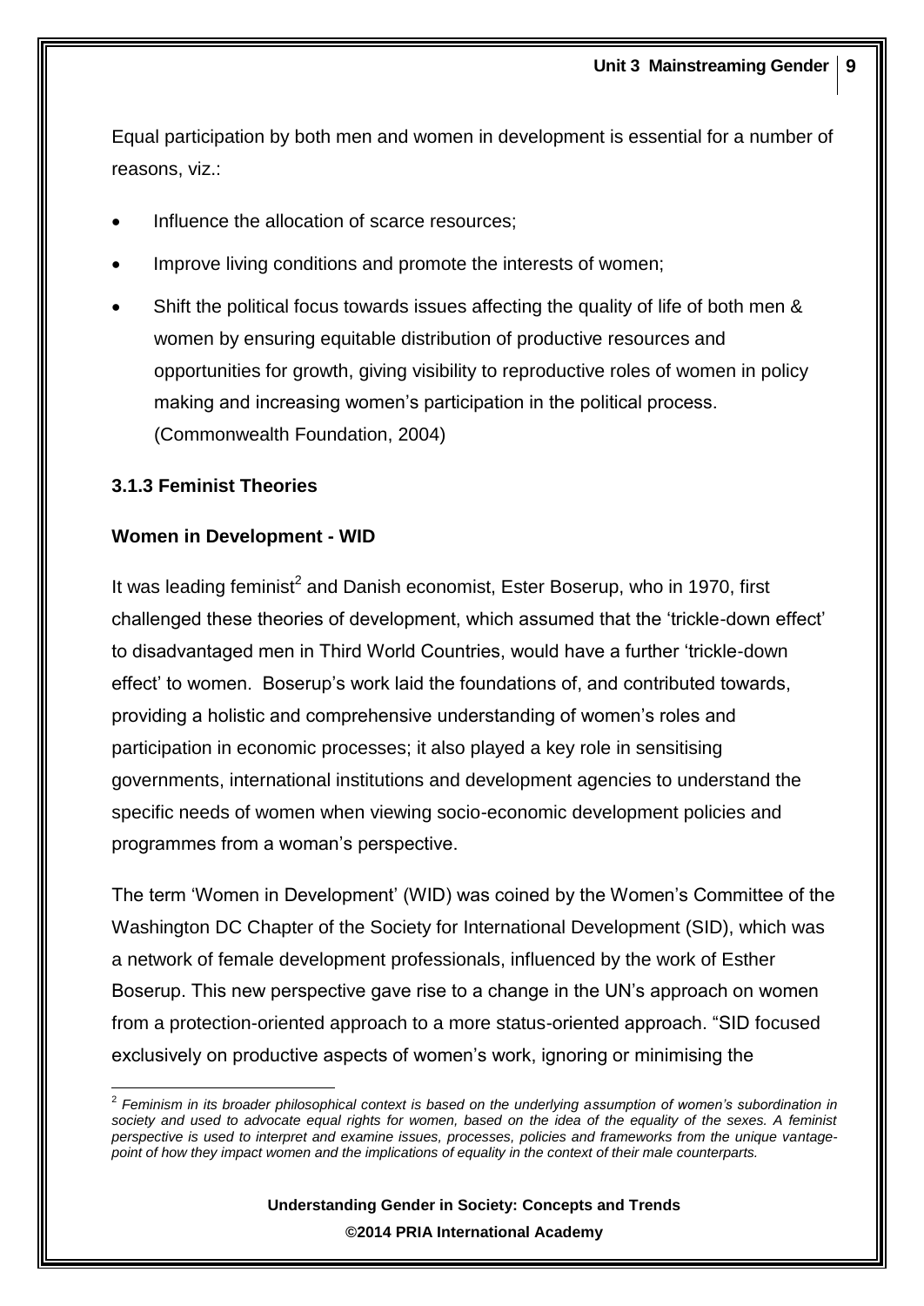Equal participation by both men and women in development is essential for a number of reasons, viz.:

- Influence the allocation of scarce resources;
- Improve living conditions and promote the interests of women;
- Shift the political focus towards issues affecting the quality of life of both men & women by ensuring equitable distribution of productive resources and opportunities for growth, giving visibility to reproductive roles of women in policy making and increasing women's participation in the political process. (Commonwealth Foundation, 2004)

### 3.1.3 Feminist Theories

**Women in Development - WID**

It was leading feminist[2] and Danish economist, Ester Boserup, who in 1970, first challenged these theories of development, which assumed that the 'trickle-down effect' to disadvantaged men in Third World Countries, would have a further 'trickle-down effect' to women. Boserup's work laid the foundations of, and contributed towards, providing a holistic and comprehensive understanding of women's roles and participation in economic processes; it also played a key role in sensitising governments, international institutions and development agencies to understand the specific needs of women when viewing socio-economic development policies and programmes from a woman's perspective.

The term 'Women in Development' (WID) was coined by the Women's Committee of the Washington DC Chapter of the Society for International Development (SID), which was a network of female development professionals, influenced by the work of Esther Boserup. This new perspective gave rise to a change in the UN's approach on women from a protection-oriented approach to a more status-oriented approach. "SID focused exclusively on productive aspects of women's work, ignoring or minimising the

---

[2] *Feminism in its broader philosophical context is based on the underlying assumption of women's subordination in society and used to advocate equal rights for women, based on the idea of the equality of the sexes. A feminist perspective is used to interpret and examine issues, processes, policies and frameworks from the unique vantage-point of how they impact women and the implications of equality in the context of their male counterparts.*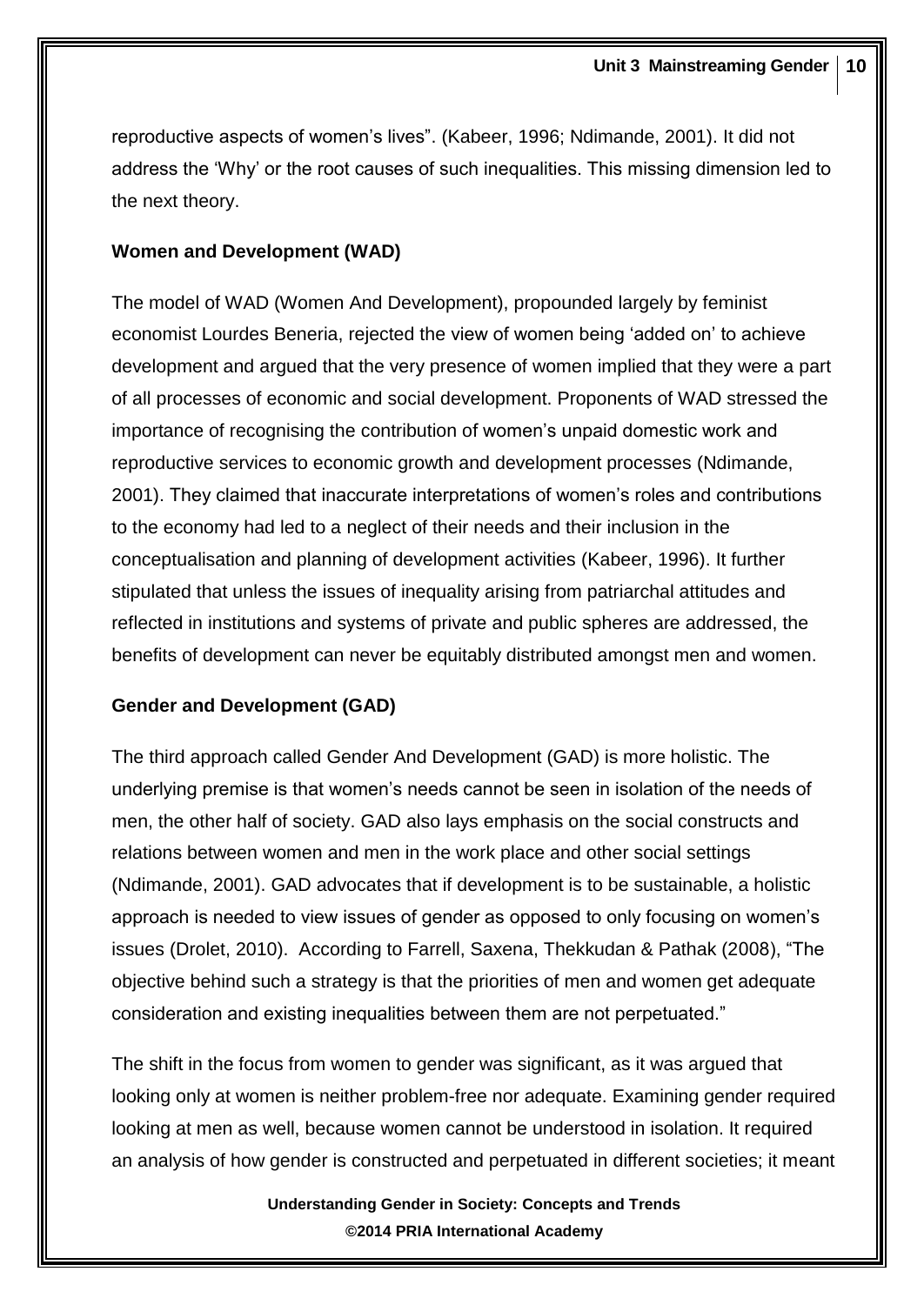reproductive aspects of women's lives". (Kabeer, 1996; Ndimande, 2001). It did not address the 'Why' or the root causes of such inequalities. This missing dimension led to the next theory.

**Women and Development (WAD)**

The model of WAD (Women And Development), propounded largely by feminist economist Lourdes Beneria, rejected the view of women being 'added on' to achieve development and argued that the very presence of women implied that they were a part of all processes of economic and social development. Proponents of WAD stressed the importance of recognising the contribution of women's unpaid domestic work and reproductive services to economic growth and development processes (Ndimande, 2001). They claimed that inaccurate interpretations of women's roles and contributions to the economy had led to a neglect of their needs and their inclusion in the conceptualisation and planning of development activities (Kabeer, 1996). It further stipulated that unless the issues of inequality arising from patriarchal attitudes and reflected in institutions and systems of private and public spheres are addressed, the benefits of development can never be equitably distributed amongst men and women.

**Gender and Development (GAD)**

The third approach called Gender And Development (GAD) is more holistic. The underlying premise is that women's needs cannot be seen in isolation of the needs of men, the other half of society. GAD also lays emphasis on the social constructs and relations between women and men in the work place and other social settings (Ndimande, 2001). GAD advocates that if development is to be sustainable, a holistic approach is needed to view issues of gender as opposed to only focusing on women's issues (Drolet, 2010). According to Farrell, Saxena, Thekkudan & Pathak (2008), "The objective behind such a strategy is that the priorities of men and women get adequate consideration and existing inequalities between them are not perpetuated."

The shift in the focus from women to gender was significant, as it was argued that looking only at women is neither problem-free nor adequate. Examining gender required looking at men as well, because women cannot be understood in isolation. It required an analysis of how gender is constructed and perpetuated in different societies; it meant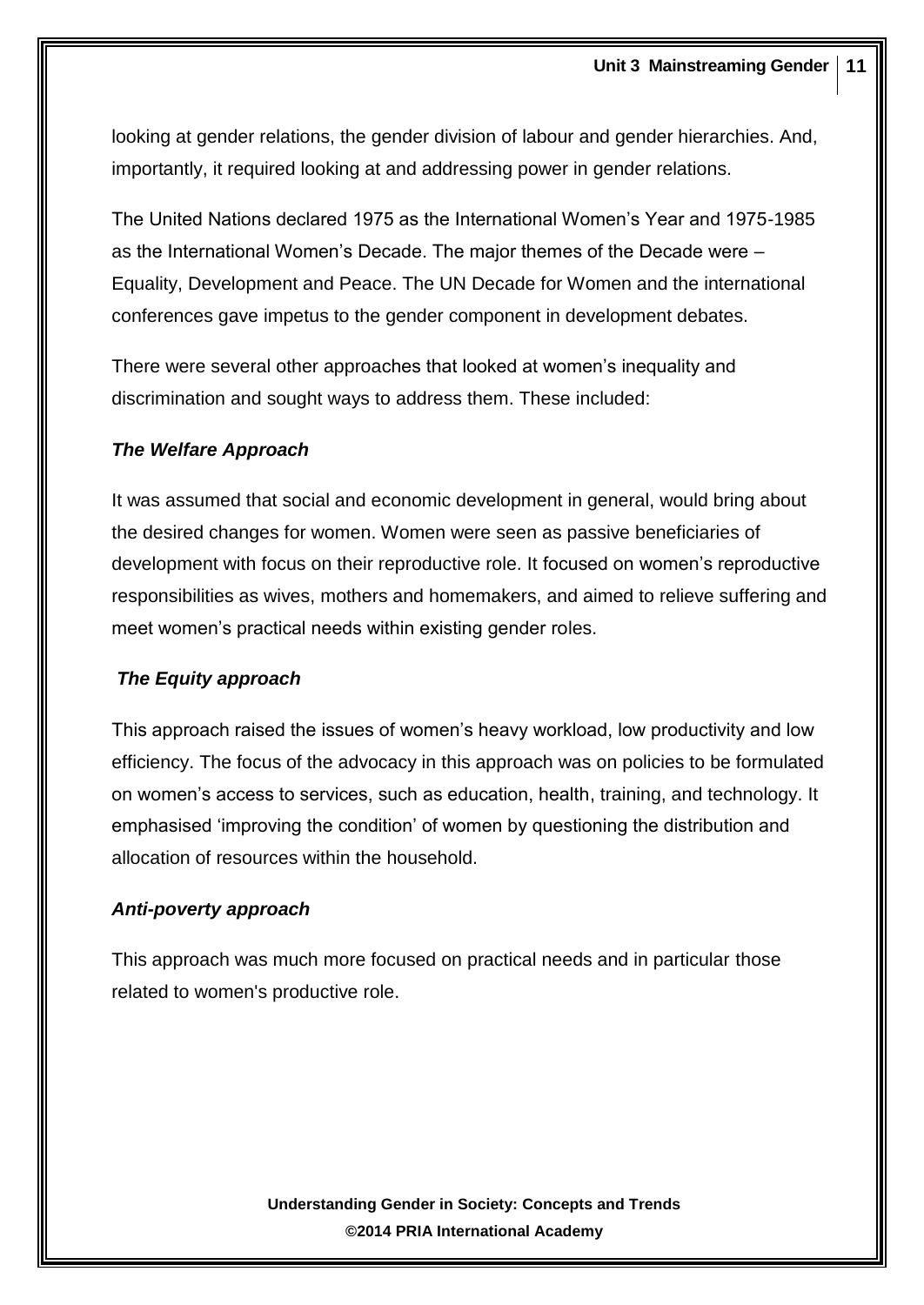looking at gender relations, the gender division of labour and gender hierarchies. And, importantly, it required looking at and addressing power in gender relations.

The United Nations declared 1975 as the International Women's Year and 1975-1985 as the International Women's Decade. The major themes of the Decade were – Equality, Development and Peace. The UN Decade for Women and the international conferences gave impetus to the gender component in development debates.

There were several other approaches that looked at women's inequality and discrimination and sought ways to address them. These included:

***The Welfare Approach***

It was assumed that social and economic development in general, would bring about the desired changes for women. Women were seen as passive beneficiaries of development with focus on their reproductive role. It focused on women's reproductive responsibilities as wives, mothers and homemakers, and aimed to relieve suffering and meet women's practical needs within existing gender roles.

***The Equity approach***

This approach raised the issues of women's heavy workload, low productivity and low efficiency. The focus of the advocacy in this approach was on policies to be formulated on women's access to services, such as education, health, training, and technology. It emphasised 'improving the condition' of women by questioning the distribution and allocation of resources within the household.

***Anti-poverty approach***

This approach was much more focused on practical needs and in particular those related to women's productive role.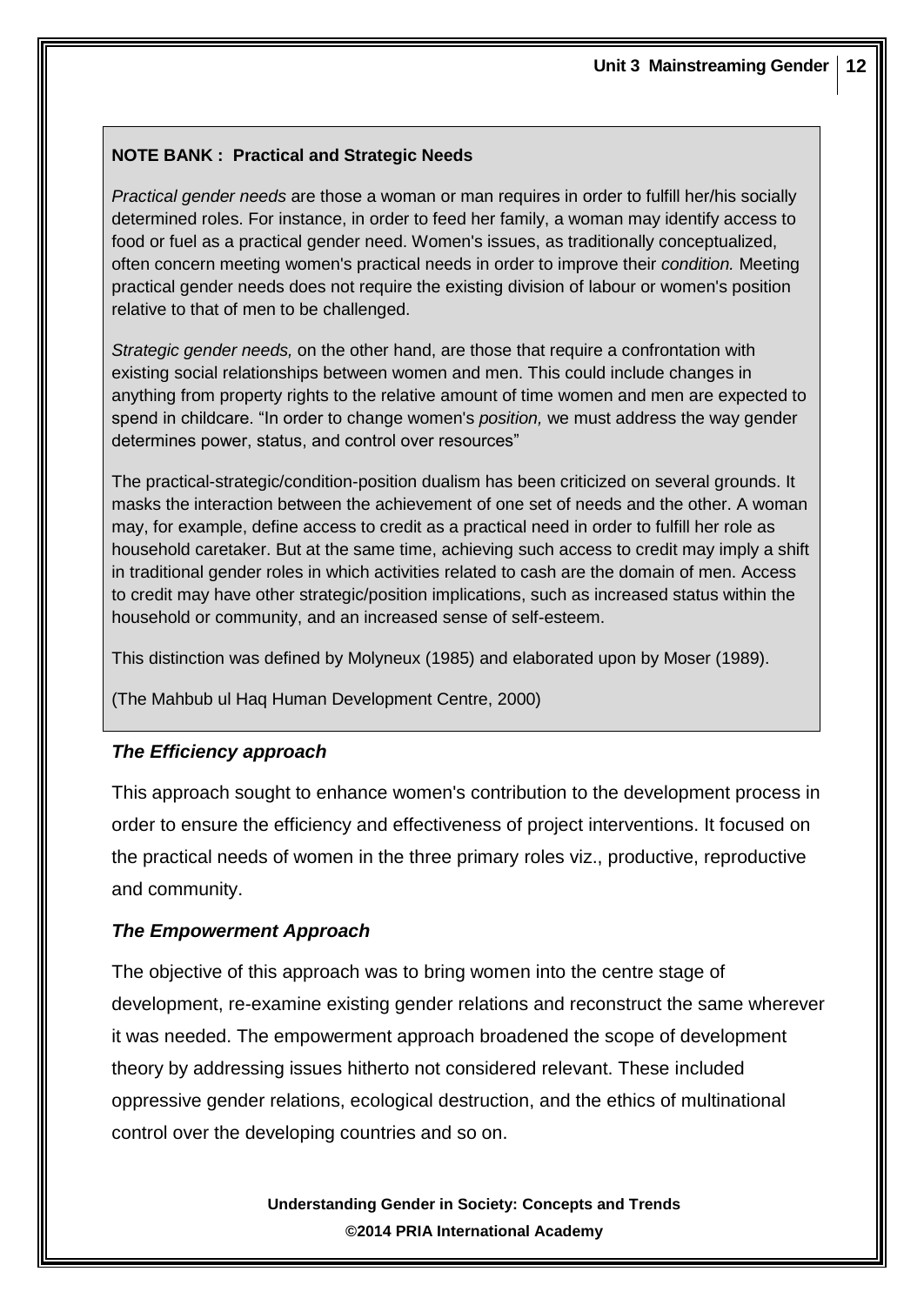**NOTE BANK : Practical and Strategic Needs**

*Practical gender needs* are those a woman or man requires in order to fulfill her/his socially determined roles. For instance, in order to feed her family, a woman may identify access to food or fuel as a practical gender need. Women's issues, as traditionally conceptualized, often concern meeting women's practical needs in order to improve their *condition.* Meeting practical gender needs does not require the existing division of labour or women's position relative to that of men to be challenged.

*Strategic gender needs,* on the other hand, are those that require a confrontation with existing social relationships between women and men. This could include changes in anything from property rights to the relative amount of time women and men are expected to spend in childcare. "In order to change women's *position,* we must address the way gender determines power, status, and control over resources"

The practical-strategic/condition-position dualism has been criticized on several grounds. It masks the interaction between the achievement of one set of needs and the other. A woman may, for example, define access to credit as a practical need in order to fulfill her role as household caretaker. But at the same time, achieving such access to credit may imply a shift in traditional gender roles in which activities related to cash are the domain of men. Access to credit may have other strategic/position implications, such as increased status within the household or community, and an increased sense of self-esteem.

This distinction was defined by Molyneux (1985) and elaborated upon by Moser (1989).

(The Mahbub ul Haq Human Development Centre, 2000)

### *The Efficiency approach*

This approach sought to enhance women's contribution to the development process in order to ensure the efficiency and effectiveness of project interventions. It focused on the practical needs of women in the three primary roles viz., productive, reproductive and community.

### *The Empowerment Approach*

The objective of this approach was to bring women into the centre stage of development, re-examine existing gender relations and reconstruct the same wherever it was needed. The empowerment approach broadened the scope of development theory by addressing issues hitherto not considered relevant. These included oppressive gender relations, ecological destruction, and the ethics of multinational control over the developing countries and so on.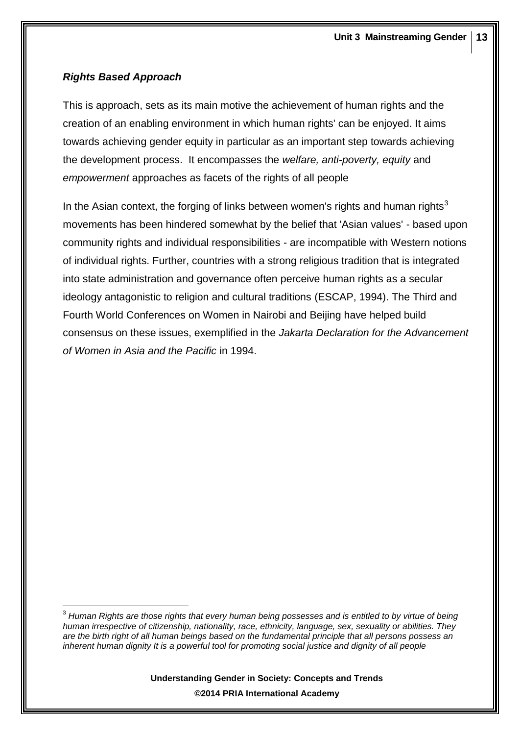### ***Rights Based Approach***

This is approach, sets as its main motive the achievement of human rights and the creation of an enabling environment in which human rights' can be enjoyed. It aims towards achieving gender equity in particular as an important step towards achieving the development process. It encompasses the *welfare, anti-poverty, equity* and *empowerment* approaches as facets of the rights of all people

In the Asian context, the forging of links between women's rights and human rights[3] movements has been hindered somewhat by the belief that 'Asian values' - based upon community rights and individual responsibilities - are incompatible with Western notions of individual rights. Further, countries with a strong religious tradition that is integrated into state administration and governance often perceive human rights as a secular ideology antagonistic to religion and cultural traditions (ESCAP, 1994). The Third and Fourth World Conferences on Women in Nairobi and Beijing have helped build consensus on these issues, exemplified in the *Jakarta Declaration for the Advancement of Women in Asia and the Pacific* in 1994.

---

[3] *Human Rights are those rights that every human being possesses and is entitled to by virtue of being human irrespective of citizenship, nationality, race, ethnicity, language, sex, sexuality or abilities. They are the birth right of all human beings based on the fundamental principle that all persons possess an inherent human dignity It is a powerful tool for promoting social justice and dignity of all people*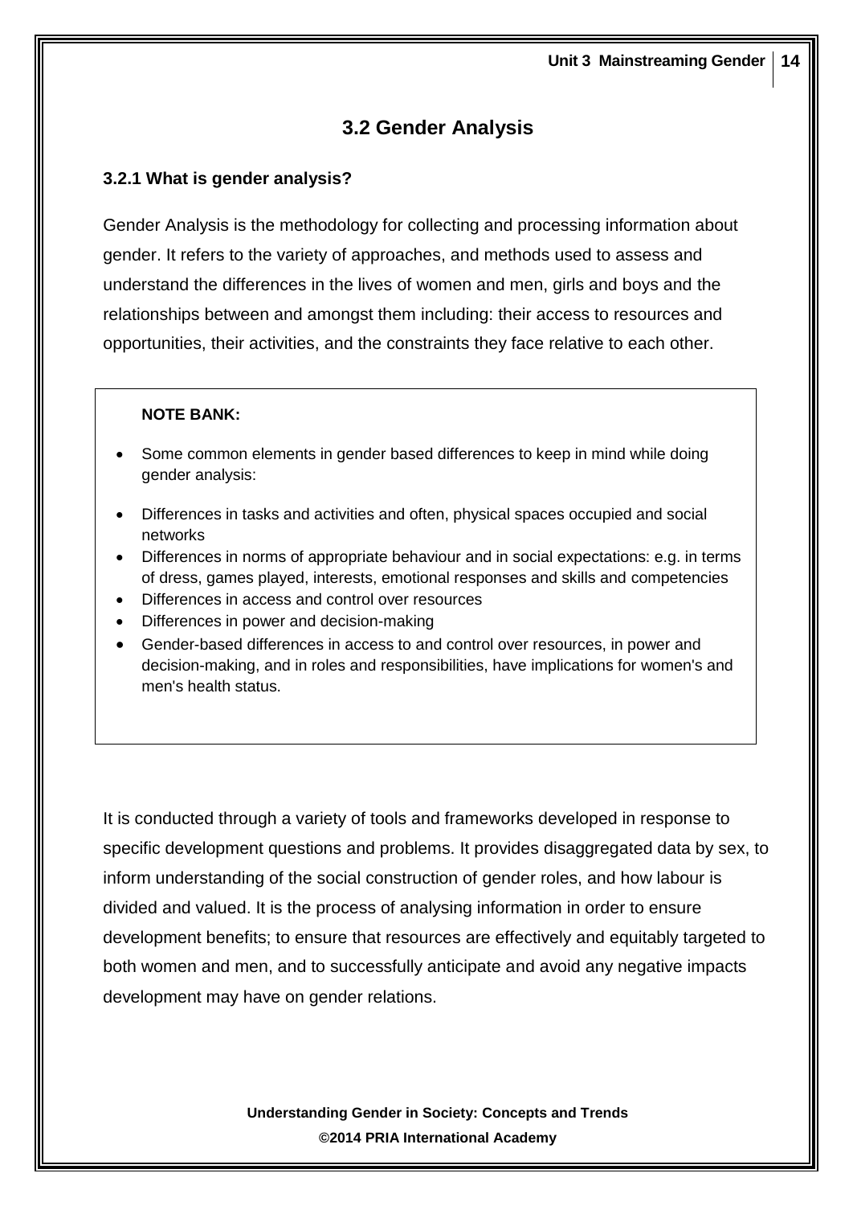## 3.2 Gender Analysis

### 3.2.1 What is gender analysis?

Gender Analysis is the methodology for collecting and processing information about gender. It refers to the variety of approaches, and methods used to assess and understand the differences in the lives of women and men, girls and boys and the relationships between and amongst them including: their access to resources and opportunities, their activities, and the constraints they face relative to each other.

> **NOTE BANK:**
>
> - Some common elements in gender based differences to keep in mind while doing gender analysis:
> - Differences in tasks and activities and often, physical spaces occupied and social networks
> - Differences in norms of appropriate behaviour and in social expectations: e.g. in terms of dress, games played, interests, emotional responses and skills and competencies
> - Differences in access and control over resources
> - Differences in power and decision-making
> - Gender-based differences in access to and control over resources, in power and decision-making, and in roles and responsibilities, have implications for women's and men's health status.

It is conducted through a variety of tools and frameworks developed in response to specific development questions and problems. It provides disaggregated data by sex, to inform understanding of the social construction of gender roles, and how labour is divided and valued. It is the process of analysing information in order to ensure development benefits; to ensure that resources are effectively and equitably targeted to both women and men, and to successfully anticipate and avoid any negative impacts development may have on gender relations.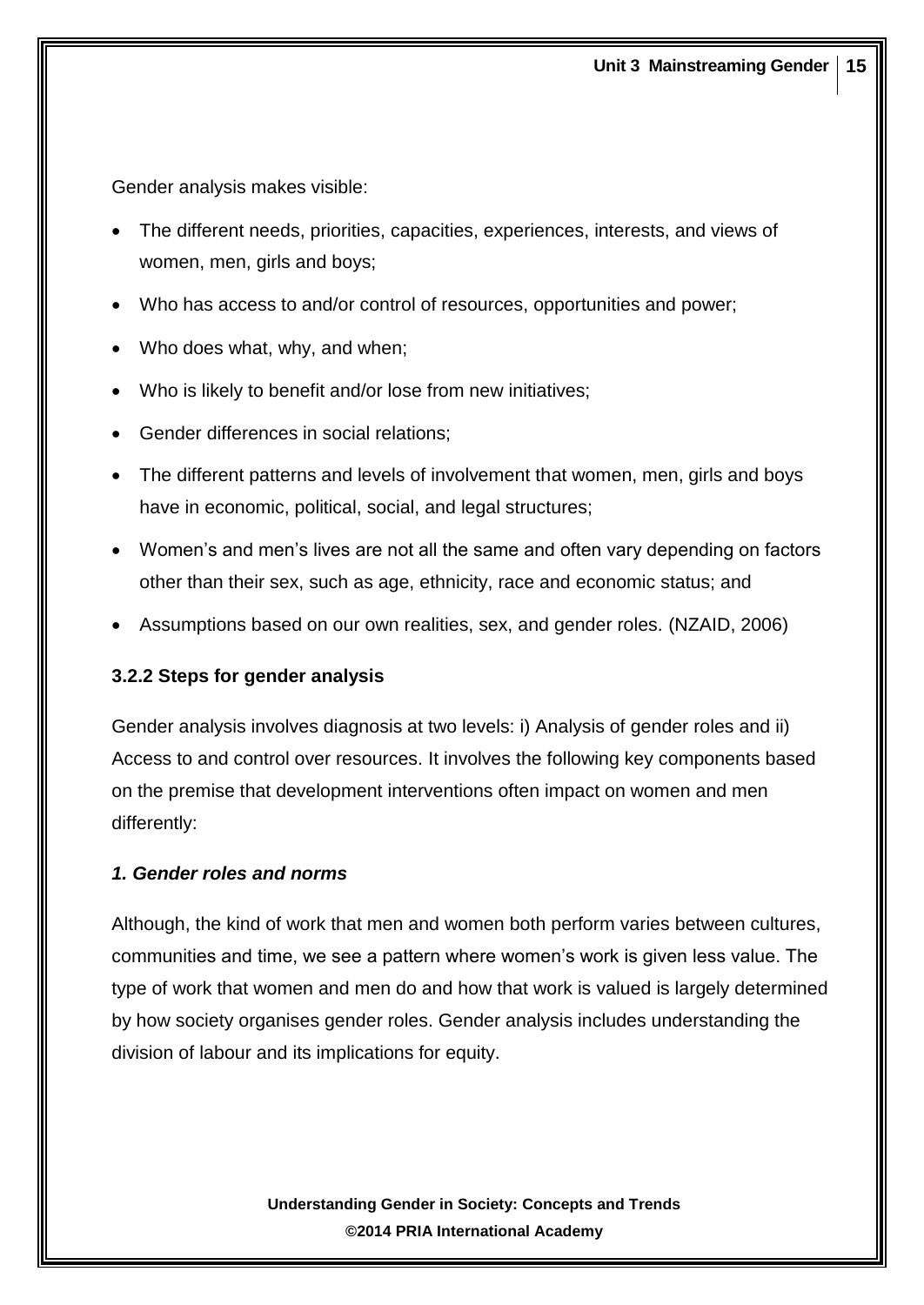Gender analysis makes visible:

- The different needs, priorities, capacities, experiences, interests, and views of women, men, girls and boys;
- Who has access to and/or control of resources, opportunities and power;
- Who does what, why, and when;
- Who is likely to benefit and/or lose from new initiatives;
- Gender differences in social relations;
- The different patterns and levels of involvement that women, men, girls and boys have in economic, political, social, and legal structures;
- Women's and men's lives are not all the same and often vary depending on factors other than their sex, such as age, ethnicity, race and economic status; and
- Assumptions based on our own realities, sex, and gender roles. (NZAID, 2006)

### 3.2.2 Steps for gender analysis

Gender analysis involves diagnosis at two levels: i) Analysis of gender roles and ii) Access to and control over resources. It involves the following key components based on the premise that development interventions often impact on women and men differently:

#### *1. Gender roles and norms*

Although, the kind of work that men and women both perform varies between cultures, communities and time, we see a pattern where women's work is given less value. The type of work that women and men do and how that work is valued is largely determined by how society organises gender roles. Gender analysis includes understanding the division of labour and its implications for equity.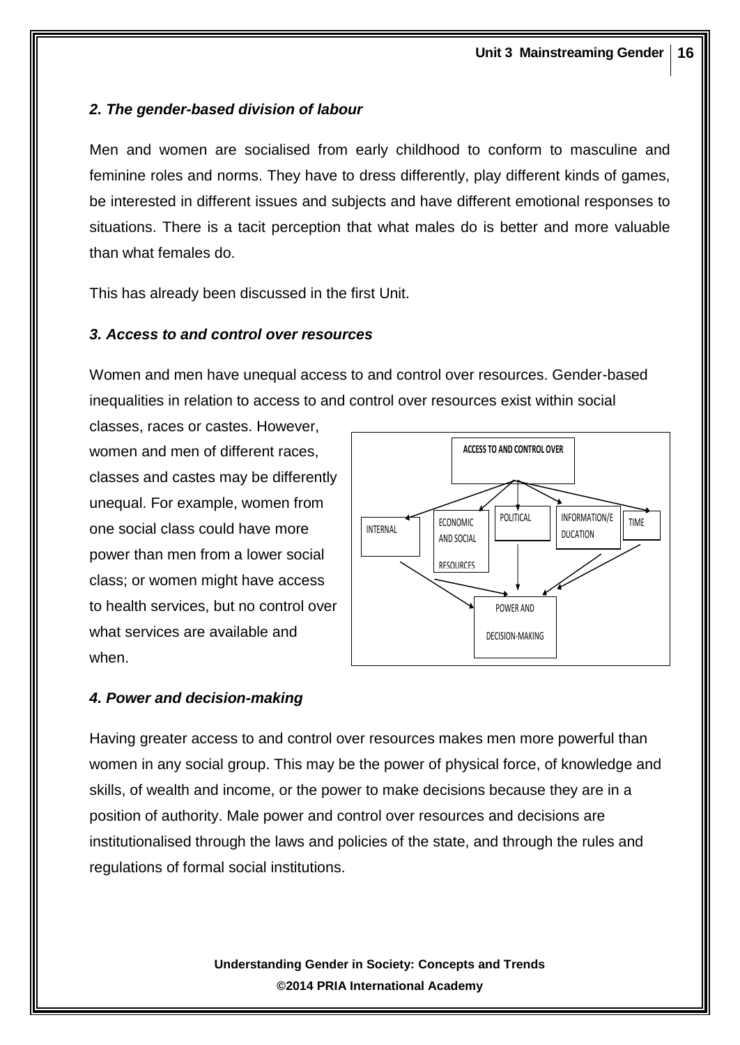### *2. The gender-based division of labour*

Men and women are socialised from early childhood to conform to masculine and feminine roles and norms. They have to dress differently, play different kinds of games, be interested in different issues and subjects and have different emotional responses to situations. There is a tacit perception that what males do is better and more valuable than what females do.

This has already been discussed in the first Unit.

### *3. Access to and control over resources*

Women and men have unequal access to and control over resources. Gender-based inequalities in relation to access to and control over resources exist within social classes, races or castes. However, women and men of different races, classes and castes may be differently unequal. For example, women from one social class could have more power than men from a lower social class; or women might have access to health services, but no control over what services are available and when.

ACCESS TO AND CONTROL OVER

INTERNAL | ECONOMIC AND SOCIAL RESOURCES | POLITICAL | INFORMATION/EDUCATION | TIME

POWER AND DECISION-MAKING

### *4. Power and decision-making*

Having greater access to and control over resources makes men more powerful than women in any social group. This may be the power of physical force, of knowledge and skills, of wealth and income, or the power to make decisions because they are in a position of authority. Male power and control over resources and decisions are institutionalised through the laws and policies of the state, and through the rules and regulations of formal social institutions.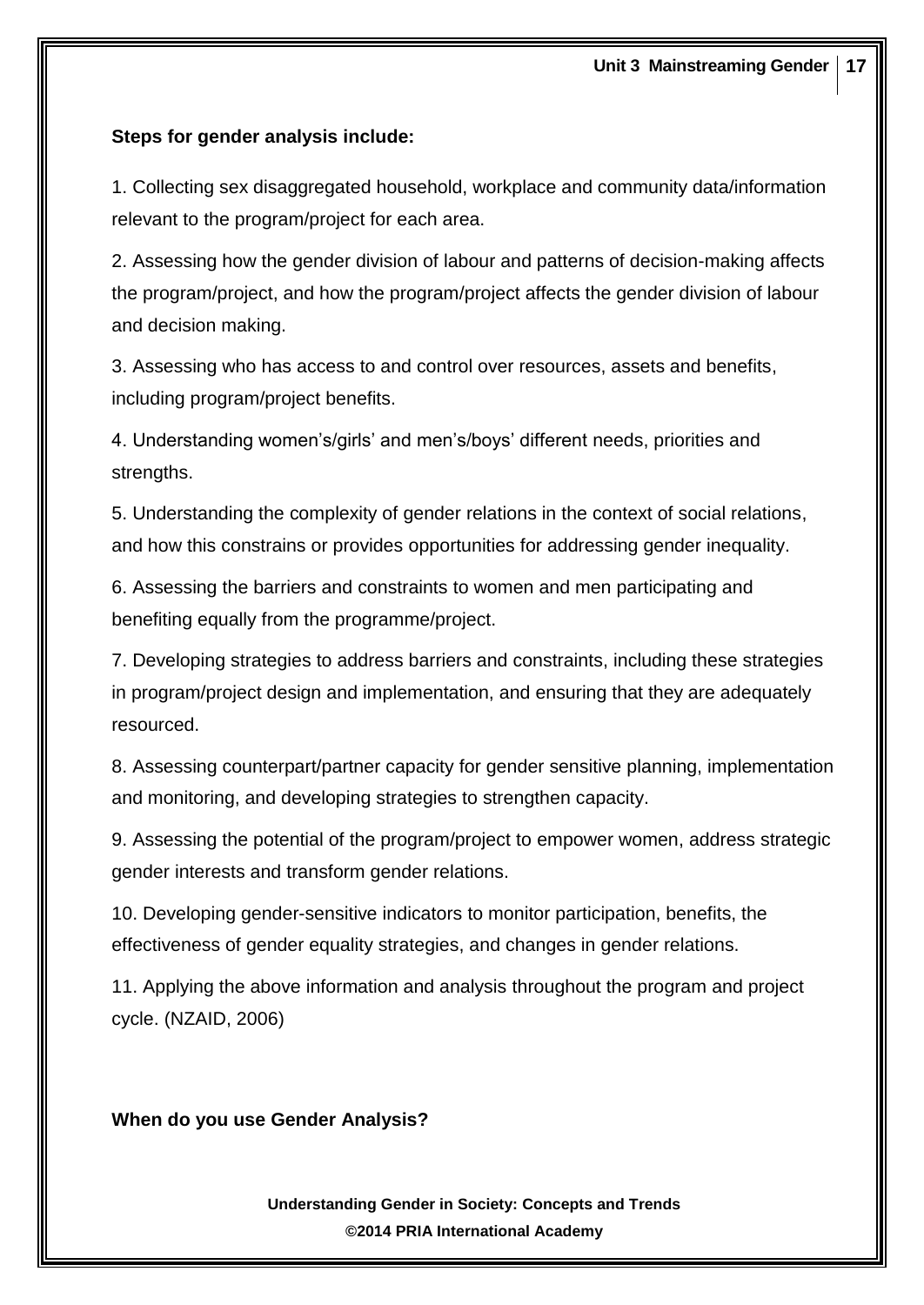**Steps for gender analysis include:**

1. Collecting sex disaggregated household, workplace and community data/information relevant to the program/project for each area.

2. Assessing how the gender division of labour and patterns of decision-making affects the program/project, and how the program/project affects the gender division of labour and decision making.

3. Assessing who has access to and control over resources, assets and benefits, including program/project benefits.

4. Understanding women's/girls' and men's/boys' different needs, priorities and strengths.

5. Understanding the complexity of gender relations in the context of social relations, and how this constrains or provides opportunities for addressing gender inequality.

6. Assessing the barriers and constraints to women and men participating and benefiting equally from the programme/project.

7. Developing strategies to address barriers and constraints, including these strategies in program/project design and implementation, and ensuring that they are adequately resourced.

8. Assessing counterpart/partner capacity for gender sensitive planning, implementation and monitoring, and developing strategies to strengthen capacity.

9. Assessing the potential of the program/project to empower women, address strategic gender interests and transform gender relations.

10. Developing gender-sensitive indicators to monitor participation, benefits, the effectiveness of gender equality strategies, and changes in gender relations.

11. Applying the above information and analysis throughout the program and project cycle. (NZAID, 2006)

**When do you use Gender Analysis?**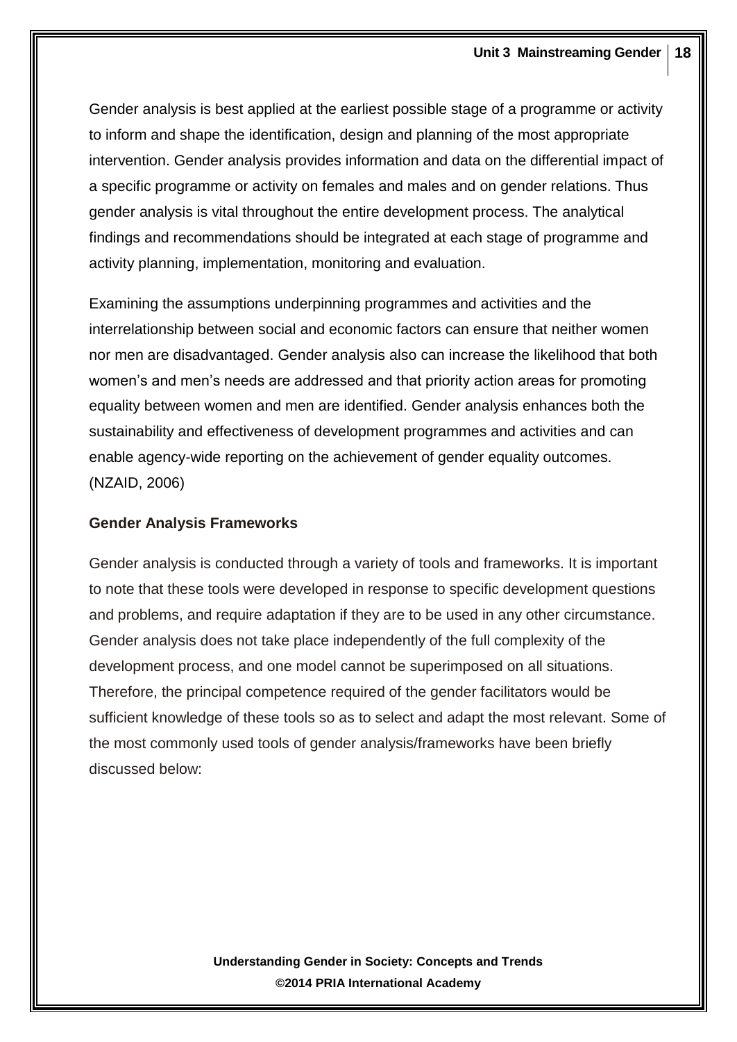Gender analysis is best applied at the earliest possible stage of a programme or activity to inform and shape the identification, design and planning of the most appropriate intervention. Gender analysis provides information and data on the differential impact of a specific programme or activity on females and males and on gender relations. Thus gender analysis is vital throughout the entire development process. The analytical findings and recommendations should be integrated at each stage of programme and activity planning, implementation, monitoring and evaluation.

Examining the assumptions underpinning programmes and activities and the interrelationship between social and economic factors can ensure that neither women nor men are disadvantaged. Gender analysis also can increase the likelihood that both women's and men's needs are addressed and that priority action areas for promoting equality between women and men are identified. Gender analysis enhances both the sustainability and effectiveness of development programmes and activities and can enable agency-wide reporting on the achievement of gender equality outcomes. (NZAID, 2006)

### Gender Analysis Frameworks

Gender analysis is conducted through a variety of tools and frameworks. It is important to note that these tools were developed in response to specific development questions and problems, and require adaptation if they are to be used in any other circumstance. Gender analysis does not take place independently of the full complexity of the development process, and one model cannot be superimposed on all situations. Therefore, the principal competence required of the gender facilitators would be sufficient knowledge of these tools so as to select and adapt the most relevant. Some of the most commonly used tools of gender analysis/frameworks have been briefly discussed below: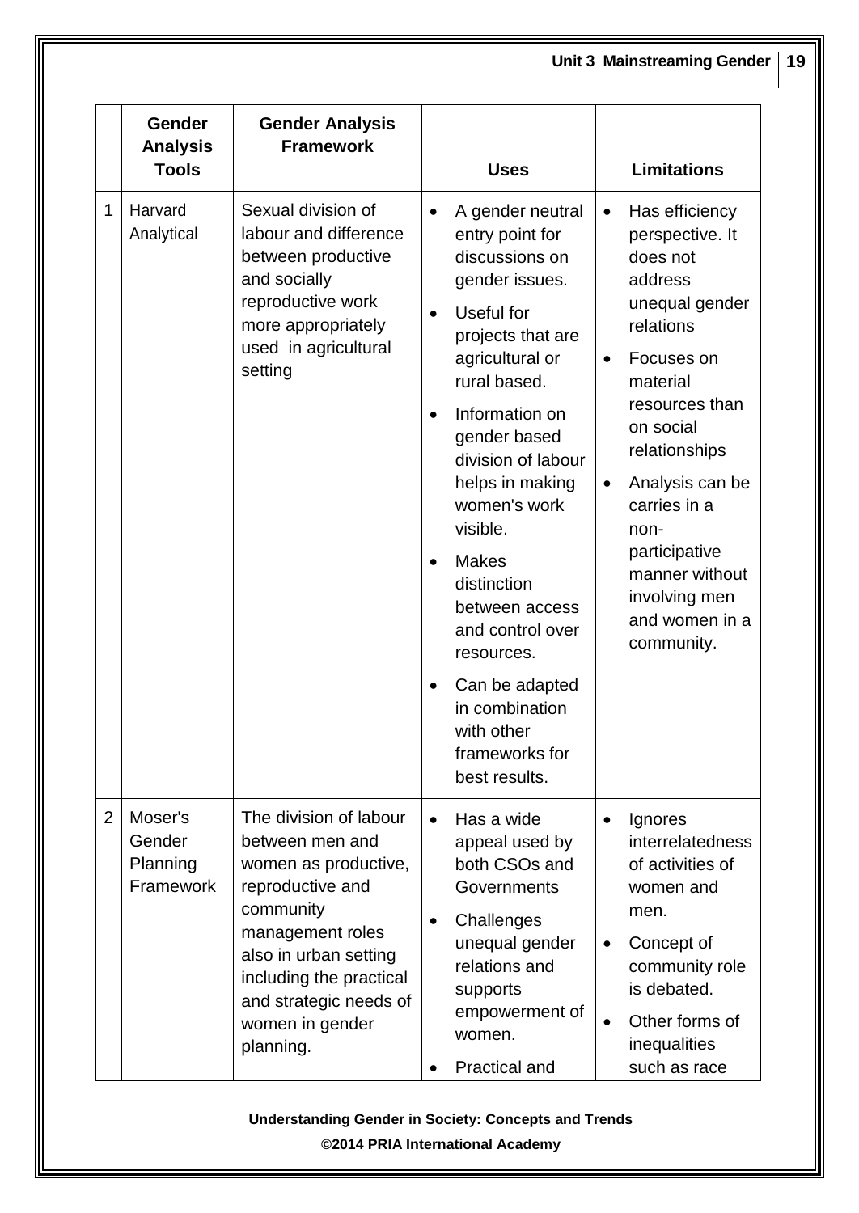|  | Gender Analysis Tools | Gender Analysis Framework | Uses | Limitations |
|---|---|---|---|---|
| 1 | Harvard Analytical | Sexual division of labour and difference between productive and socially reproductive work more appropriately used in agricultural setting | • A gender neutral entry point for discussions on gender issues.<br>• Useful for projects that are agricultural or rural based.<br>• Information on gender based division of labour helps in making women's work visible.<br>• Makes distinction between access and control over resources.<br>• Can be adapted in combination with other frameworks for best results. | • Has efficiency perspective. It does not address unequal gender relations<br>• Focuses on material resources than on social relationships<br>• Analysis can be carries in a non-participative manner without involving men and women in a community. |
| 2 | Moser's Gender Planning Framework | The division of labour between men and women as productive, reproductive and community management roles also in urban setting including the practical and strategic needs of women in gender planning. | • Has a wide appeal used by both CSOs and Governments<br>• Challenges unequal gender relations and supports empowerment of women.<br>• Practical and | • Ignores interrelatedness of activities of women and men.<br>• Concept of community role is debated.<br>• Other forms of inequalities such as race |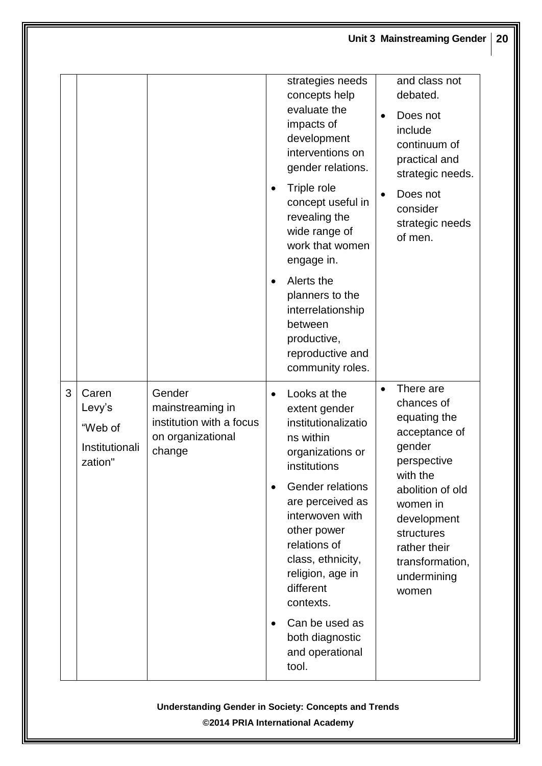| | | | | |
|---|---|---|---|---|
| | | | strategies needs concepts help evaluate the impacts of development interventions on gender relations.<br>• Triple role concept useful in revealing the wide range of work that women engage in.<br>• Alerts the planners to the interrelationship between productive, reproductive and community roles. | and class not debated.<br>• Does not include continuum of practical and strategic needs.<br>• Does not consider strategic needs of men. |
| 3 | Caren Levy's "Web of Institutionalization" | Gender mainstreaming in institution with a focus on organizational change | • Looks at the extent gender institutionalizations within organizations or institutions<br>• Gender relations are perceived as interwoven with other power relations of class, ethnicity, religion, age in different contexts.<br>• Can be used as both diagnostic and operational tool. | • There are chances of equating the acceptance of gender perspective with the abolition of old women in development structures rather their transformation, undermining women |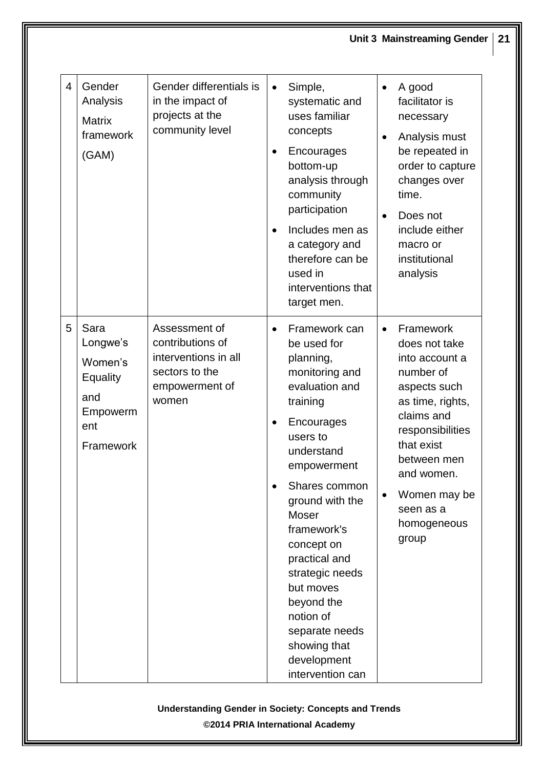| 4 | Gender Analysis Matrix framework (GAM) | Gender differentials is in the impact of projects at the community level | • Simple, systematic and uses familiar concepts<br>• Encourages bottom-up analysis through community participation<br>• Includes men as a category and therefore can be used in interventions that target men. | • A good facilitator is necessary<br>• Analysis must be repeated in order to capture changes over time.<br>• Does not include either macro or institutional analysis |
|---|---|---|---|---|
| 5 | Sara Longwe's Women's Equality and Empowerment Framework | Assessment of contributions of interventions in all sectors to the empowerment of women | • Framework can be used for planning, monitoring and evaluation and training<br>• Encourages users to understand empowerment<br>• Shares common ground with the Moser framework's concept on practical and strategic needs but moves beyond the notion of separate needs showing that development intervention can | • Framework does not take into account a number of aspects such as time, rights, claims and responsibilities that exist between men and women.<br>• Women may be seen as a homogeneous group |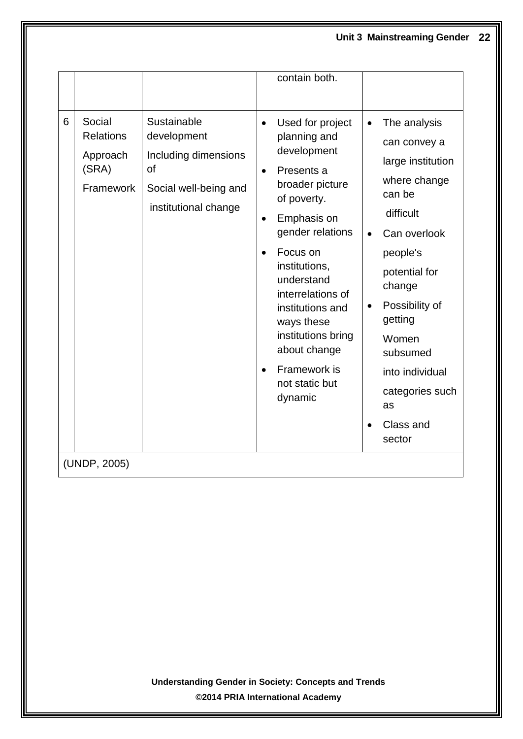| | | | | |
|---|---|---|---|---|
| | | | contain both. | |
| 6 | Social Relations Approach (SRA) Framework | Sustainable development Including dimensions of Social well-being and institutional change | • Used for project planning and development<br>• Presents a broader picture of poverty.<br>• Emphasis on gender relations<br>• Focus on institutions, understand interrelations of institutions and ways these institutions bring about change<br>• Framework is not static but dynamic | • The analysis can convey a large institution where change can be difficult<br>• Can overlook people's potential for change<br>• Possibility of getting Women subsumed into individual categories such as<br>• Class and sector |

(UNDP, 2005)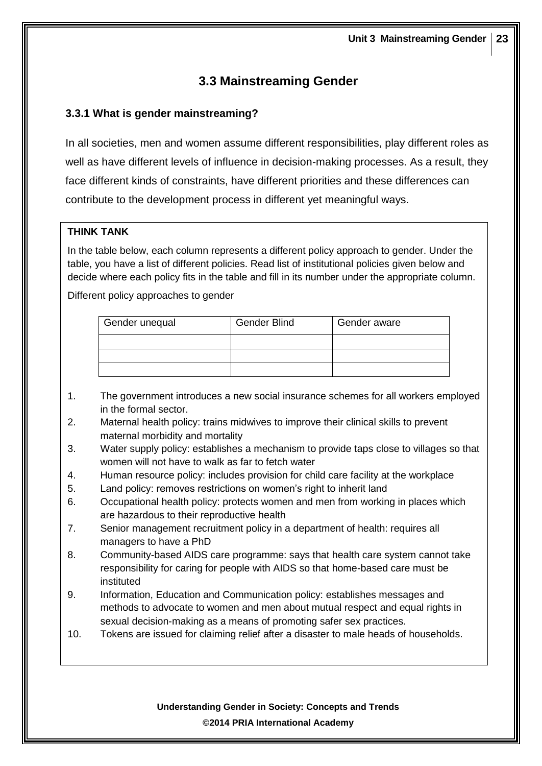## 3.3 Mainstreaming Gender

### 3.3.1 What is gender mainstreaming?

In all societies, men and women assume different responsibilities, play different roles as well as have different levels of influence in decision-making processes. As a result, they face different kinds of constraints, have different priorities and these differences can contribute to the development process in different yet meaningful ways.

**THINK TANK**

In the table below, each column represents a different policy approach to gender. Under the table, you have a list of different policies. Read list of institutional policies given below and decide where each policy fits in the table and fill in its number under the appropriate column.

Different policy approaches to gender

| Gender unequal | Gender Blind | Gender aware |
|---|---|---|
| | | |
| | | |
| | | |

1. The government introduces a new social insurance schemes for all workers employed in the formal sector.
2. Maternal health policy: trains midwives to improve their clinical skills to prevent maternal morbidity and mortality
3. Water supply policy: establishes a mechanism to provide taps close to villages so that women will not have to walk as far to fetch water
4. Human resource policy: includes provision for child care facility at the workplace
5. Land policy: removes restrictions on women's right to inherit land
6. Occupational health policy: protects women and men from working in places which are hazardous to their reproductive health
7. Senior management recruitment policy in a department of health: requires all managers to have a PhD
8. Community-based AIDS care programme: says that health care system cannot take responsibility for caring for people with AIDS so that home-based care must be instituted
9. Information, Education and Communication policy: establishes messages and methods to advocate to women and men about mutual respect and equal rights in sexual decision-making as a means of promoting safer sex practices.
10. Tokens are issued for claiming relief after a disaster to male heads of households.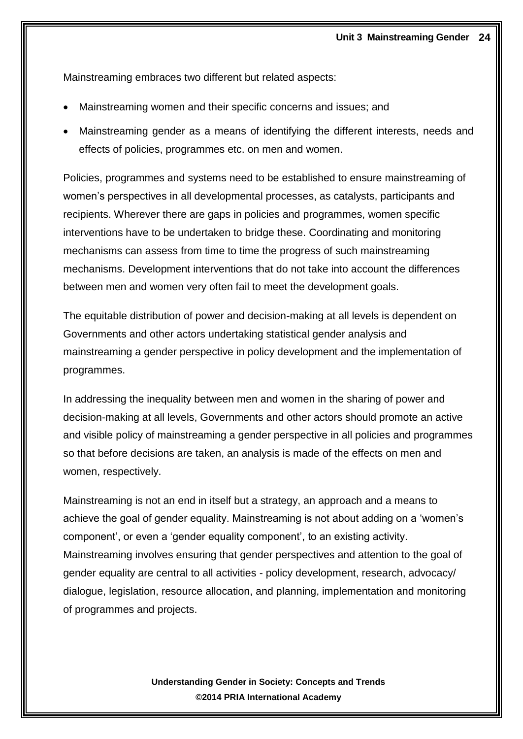Mainstreaming embraces two different but related aspects:

- Mainstreaming women and their specific concerns and issues; and
- Mainstreaming gender as a means of identifying the different interests, needs and effects of policies, programmes etc. on men and women.

Policies, programmes and systems need to be established to ensure mainstreaming of women's perspectives in all developmental processes, as catalysts, participants and recipients. Wherever there are gaps in policies and programmes, women specific interventions have to be undertaken to bridge these. Coordinating and monitoring mechanisms can assess from time to time the progress of such mainstreaming mechanisms. Development interventions that do not take into account the differences between men and women very often fail to meet the development goals.

The equitable distribution of power and decision-making at all levels is dependent on Governments and other actors undertaking statistical gender analysis and mainstreaming a gender perspective in policy development and the implementation of programmes.

In addressing the inequality between men and women in the sharing of power and decision-making at all levels, Governments and other actors should promote an active and visible policy of mainstreaming a gender perspective in all policies and programmes so that before decisions are taken, an analysis is made of the effects on men and women, respectively.

Mainstreaming is not an end in itself but a strategy, an approach and a means to achieve the goal of gender equality. Mainstreaming is not about adding on a 'women's component', or even a 'gender equality component', to an existing activity. Mainstreaming involves ensuring that gender perspectives and attention to the goal of gender equality are central to all activities - policy development, research, advocacy/ dialogue, legislation, resource allocation, and planning, implementation and monitoring of programmes and projects.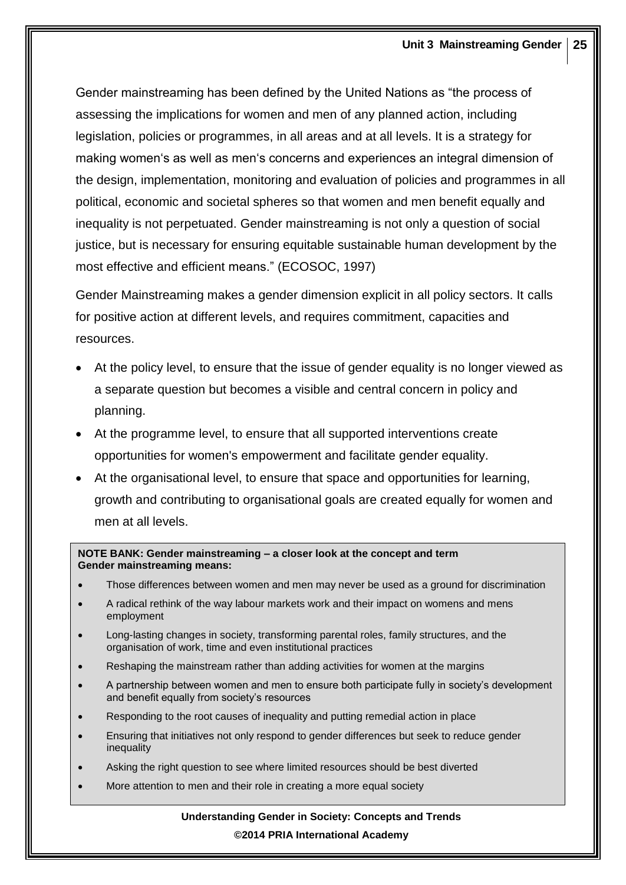Gender mainstreaming has been defined by the United Nations as "the process of assessing the implications for women and men of any planned action, including legislation, policies or programmes, in all areas and at all levels. It is a strategy for making women's as well as men's concerns and experiences an integral dimension of the design, implementation, monitoring and evaluation of policies and programmes in all political, economic and societal spheres so that women and men benefit equally and inequality is not perpetuated. Gender mainstreaming is not only a question of social justice, but is necessary for ensuring equitable sustainable human development by the most effective and efficient means." (ECOSOC, 1997)

Gender Mainstreaming makes a gender dimension explicit in all policy sectors. It calls for positive action at different levels, and requires commitment, capacities and resources.

- At the policy level, to ensure that the issue of gender equality is no longer viewed as a separate question but becomes a visible and central concern in policy and planning.
- At the programme level, to ensure that all supported interventions create opportunities for women's empowerment and facilitate gender equality.
- At the organisational level, to ensure that space and opportunities for learning, growth and contributing to organisational goals are created equally for women and men at all levels.

**NOTE BANK: Gender mainstreaming – a closer look at the concept and term**
**Gender mainstreaming means:**

- Those differences between women and men may never be used as a ground for discrimination
- A radical rethink of the way labour markets work and their impact on womens and mens employment
- Long-lasting changes in society, transforming parental roles, family structures, and the organisation of work, time and even institutional practices
- Reshaping the mainstream rather than adding activities for women at the margins
- A partnership between women and men to ensure both participate fully in society's development and benefit equally from society's resources
- Responding to the root causes of inequality and putting remedial action in place
- Ensuring that initiatives not only respond to gender differences but seek to reduce gender inequality
- Asking the right question to see where limited resources should be best diverted
- More attention to men and their role in creating a more equal society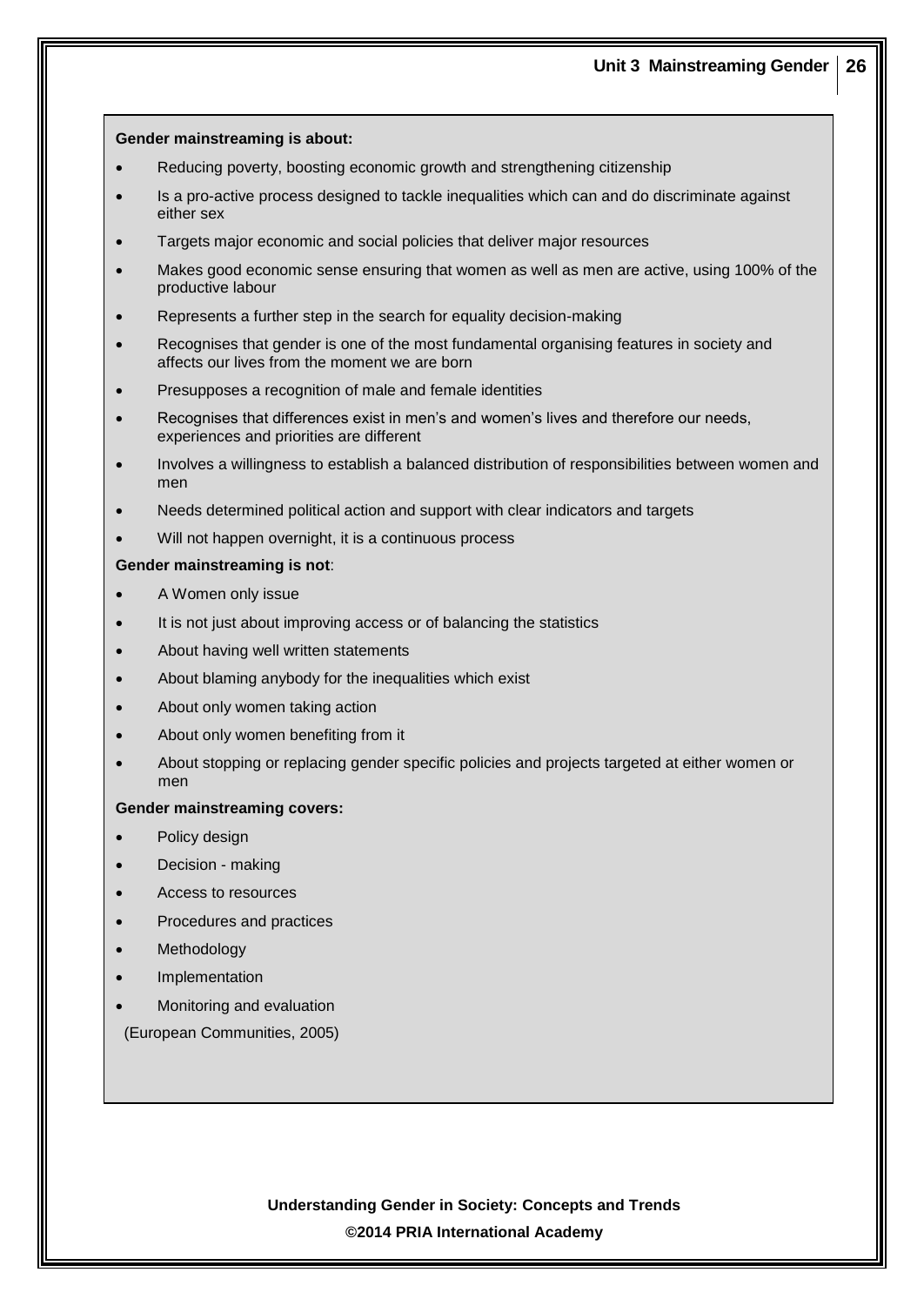**Gender mainstreaming is about:**

- Reducing poverty, boosting economic growth and strengthening citizenship
- Is a pro-active process designed to tackle inequalities which can and do discriminate against either sex
- Targets major economic and social policies that deliver major resources
- Makes good economic sense ensuring that women as well as men are active, using 100% of the productive labour
- Represents a further step in the search for equality decision-making
- Recognises that gender is one of the most fundamental organising features in society and affects our lives from the moment we are born
- Presupposes a recognition of male and female identities
- Recognises that differences exist in men's and women's lives and therefore our needs, experiences and priorities are different
- Involves a willingness to establish a balanced distribution of responsibilities between women and men
- Needs determined political action and support with clear indicators and targets
- Will not happen overnight, it is a continuous process

**Gender mainstreaming is not**:

- A Women only issue
- It is not just about improving access or of balancing the statistics
- About having well written statements
- About blaming anybody for the inequalities which exist
- About only women taking action
- About only women benefiting from it
- About stopping or replacing gender specific policies and projects targeted at either women or men

**Gender mainstreaming covers:**

- Policy design
- Decision - making
- Access to resources
- Procedures and practices
- Methodology
- Implementation
- Monitoring and evaluation

(European Communities, 2005)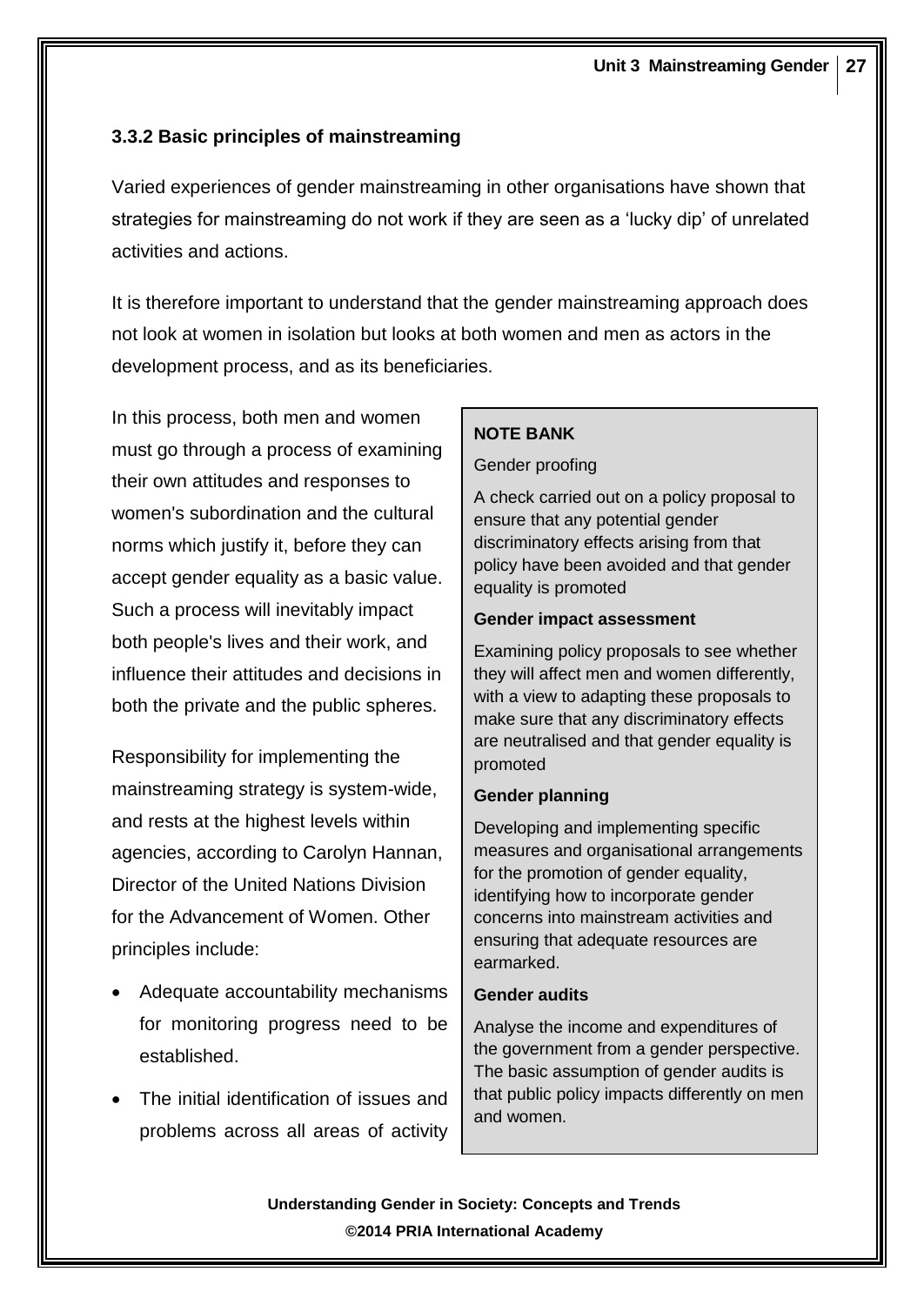### 3.3.2 Basic principles of mainstreaming

Varied experiences of gender mainstreaming in other organisations have shown that strategies for mainstreaming do not work if they are seen as a 'lucky dip' of unrelated activities and actions.

It is therefore important to understand that the gender mainstreaming approach does not look at women in isolation but looks at both women and men as actors in the development process, and as its beneficiaries.

In this process, both men and women must go through a process of examining their own attitudes and responses to women's subordination and the cultural norms which justify it, before they can accept gender equality as a basic value. Such a process will inevitably impact both people's lives and their work, and influence their attitudes and decisions in both the private and the public spheres.

Responsibility for implementing the mainstreaming strategy is system-wide, and rests at the highest levels within agencies, according to Carolyn Hannan, Director of the United Nations Division for the Advancement of Women. Other principles include:

- Adequate accountability mechanisms for monitoring progress need to be established.
- The initial identification of issues and problems across all areas of activity

> **NOTE BANK**
>
> Gender proofing
>
> A check carried out on a policy proposal to ensure that any potential gender discriminatory effects arising from that policy have been avoided and that gender equality is promoted
>
> **Gender impact assessment**
>
> Examining policy proposals to see whether they will affect men and women differently, with a view to adapting these proposals to make sure that any discriminatory effects are neutralised and that gender equality is promoted
>
> **Gender planning**
>
> Developing and implementing specific measures and organisational arrangements for the promotion of gender equality, identifying how to incorporate gender concerns into mainstream activities and ensuring that adequate resources are earmarked.
>
> **Gender audits**
>
> Analyse the income and expenditures of the government from a gender perspective. The basic assumption of gender audits is that public policy impacts differently on men and women.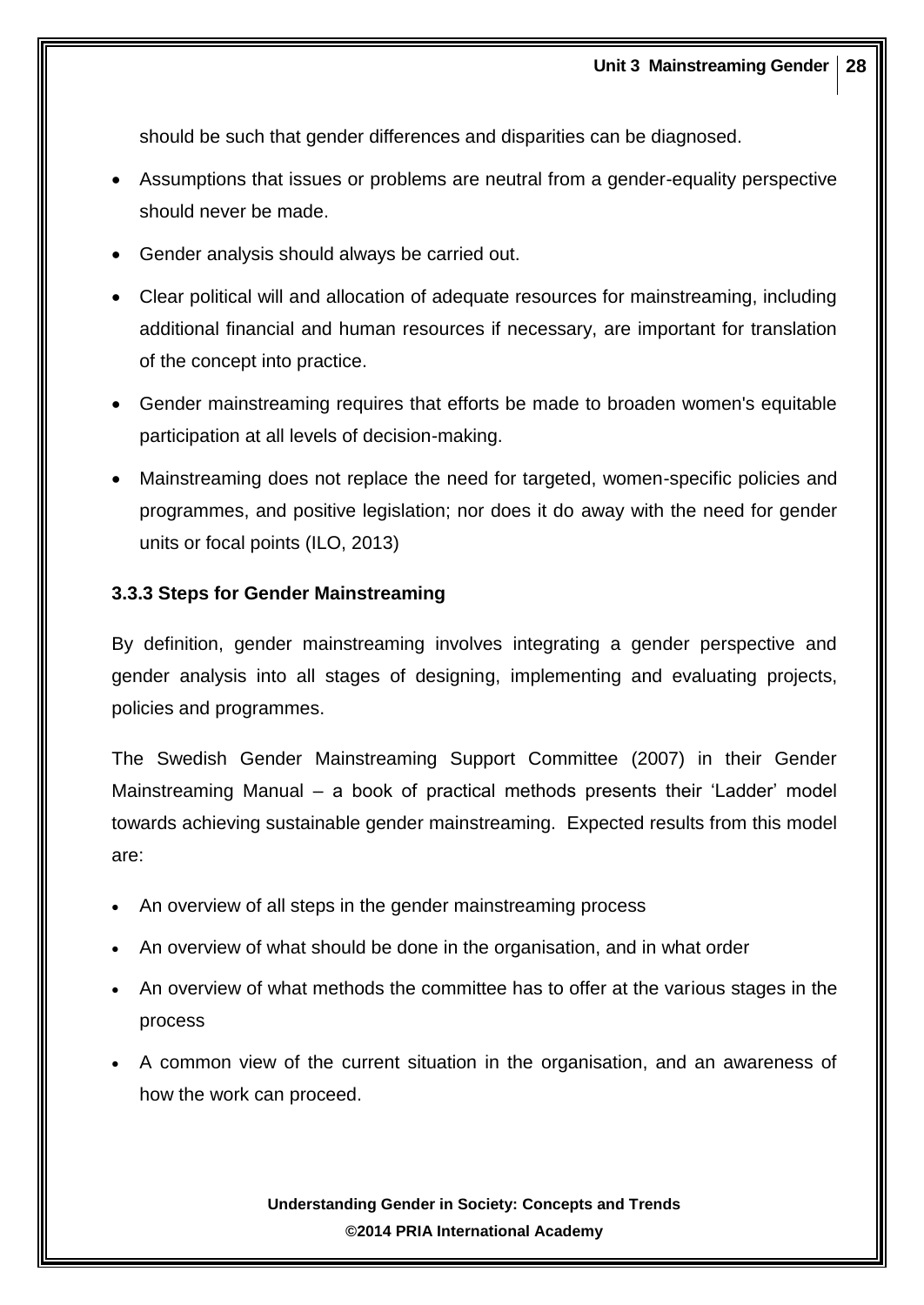should be such that gender differences and disparities can be diagnosed.

- Assumptions that issues or problems are neutral from a gender-equality perspective should never be made.
- Gender analysis should always be carried out.
- Clear political will and allocation of adequate resources for mainstreaming, including additional financial and human resources if necessary, are important for translation of the concept into practice.
- Gender mainstreaming requires that efforts be made to broaden women's equitable participation at all levels of decision-making.
- Mainstreaming does not replace the need for targeted, women-specific policies and programmes, and positive legislation; nor does it do away with the need for gender units or focal points (ILO, 2013)

### 3.3.3 Steps for Gender Mainstreaming

By definition, gender mainstreaming involves integrating a gender perspective and gender analysis into all stages of designing, implementing and evaluating projects, policies and programmes.

The Swedish Gender Mainstreaming Support Committee (2007) in their Gender Mainstreaming Manual – a book of practical methods presents their 'Ladder' model towards achieving sustainable gender mainstreaming. Expected results from this model are:

- An overview of all steps in the gender mainstreaming process
- An overview of what should be done in the organisation, and in what order
- An overview of what methods the committee has to offer at the various stages in the process
- A common view of the current situation in the organisation, and an awareness of how the work can proceed.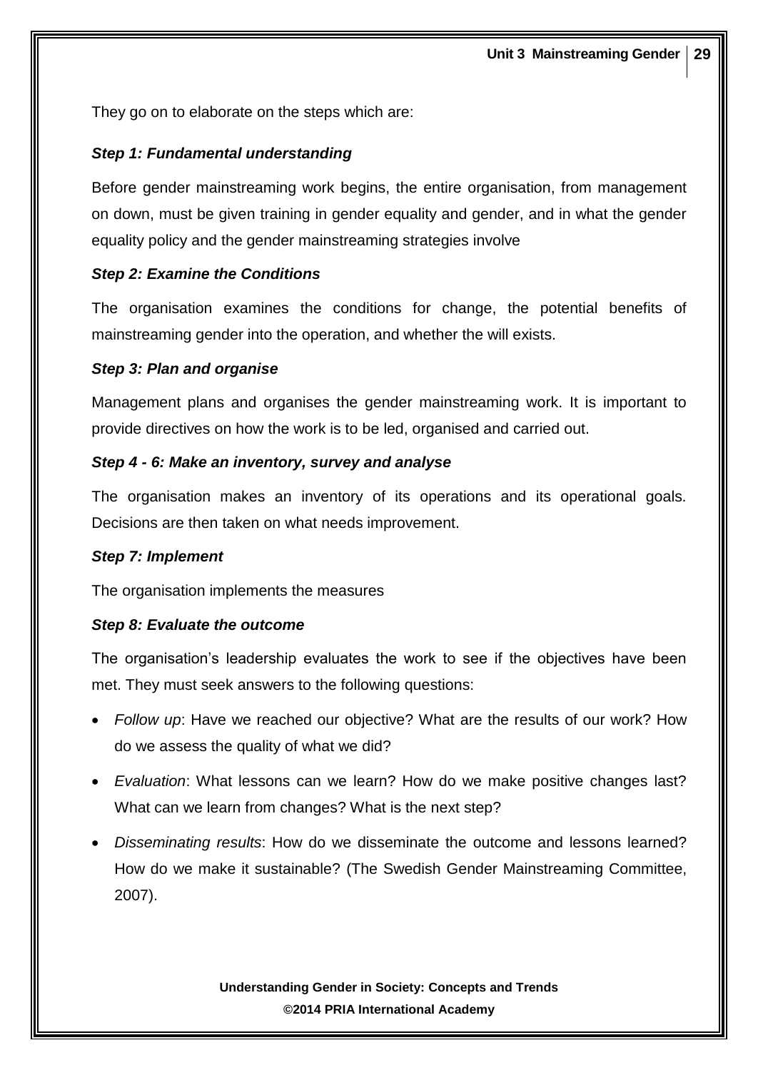They go on to elaborate on the steps which are:

***Step 1: Fundamental understanding***

Before gender mainstreaming work begins, the entire organisation, from management on down, must be given training in gender equality and gender, and in what the gender equality policy and the gender mainstreaming strategies involve

***Step 2: Examine the Conditions***

The organisation examines the conditions for change, the potential benefits of mainstreaming gender into the operation, and whether the will exists.

***Step 3: Plan and organise***

Management plans and organises the gender mainstreaming work. It is important to provide directives on how the work is to be led, organised and carried out.

***Step 4 - 6: Make an inventory, survey and analyse***

The organisation makes an inventory of its operations and its operational goals. Decisions are then taken on what needs improvement.

***Step 7: Implement***

The organisation implements the measures

***Step 8: Evaluate the outcome***

The organisation's leadership evaluates the work to see if the objectives have been met. They must seek answers to the following questions:

- *Follow up*: Have we reached our objective? What are the results of our work? How do we assess the quality of what we did?
- *Evaluation*: What lessons can we learn? How do we make positive changes last? What can we learn from changes? What is the next step?
- *Disseminating results*: How do we disseminate the outcome and lessons learned? How do we make it sustainable? (The Swedish Gender Mainstreaming Committee, 2007).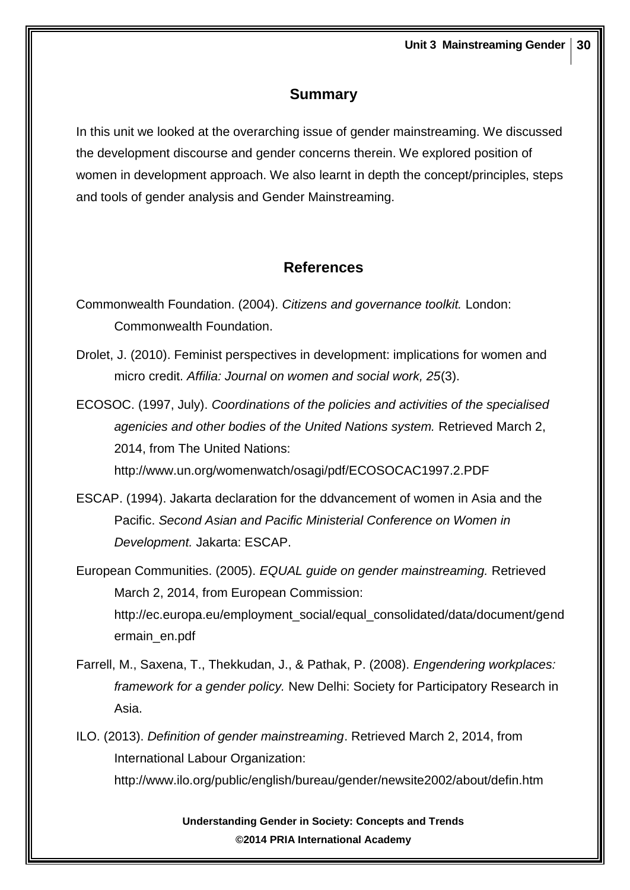## Summary

In this unit we looked at the overarching issue of gender mainstreaming. We discussed the development discourse and gender concerns therein. We explored position of women in development approach. We also learnt in depth the concept/principles, steps and tools of gender analysis and Gender Mainstreaming.

## References

Commonwealth Foundation. (2004). *Citizens and governance toolkit.* London: Commonwealth Foundation.

Drolet, J. (2010). Feminist perspectives in development: implications for women and micro credit. *Affilia: Journal on women and social work, 25*(3).

ECOSOC. (1997, July). *Coordinations of the policies and activities of the specialised agenicies and other bodies of the United Nations system.* Retrieved March 2, 2014, from The United Nations: http://www.un.org/womenwatch/osagi/pdf/ECOSOCAC1997.2.PDF

ESCAP. (1994). Jakarta declaration for the ddvancement of women in Asia and the Pacific. *Second Asian and Pacific Ministerial Conference on Women in Development.* Jakarta: ESCAP.

European Communities. (2005). *EQUAL guide on gender mainstreaming.* Retrieved March 2, 2014, from European Commission: http://ec.europa.eu/employment_social/equal_consolidated/data/document/gendermain_en.pdf

Farrell, M., Saxena, T., Thekkudan, J., & Pathak, P. (2008). *Engendering workplaces: framework for a gender policy.* New Delhi: Society for Participatory Research in Asia.

ILO. (2013). *Definition of gender mainstreaming*. Retrieved March 2, 2014, from International Labour Organization: http://www.ilo.org/public/english/bureau/gender/newsite2002/about/defin.htm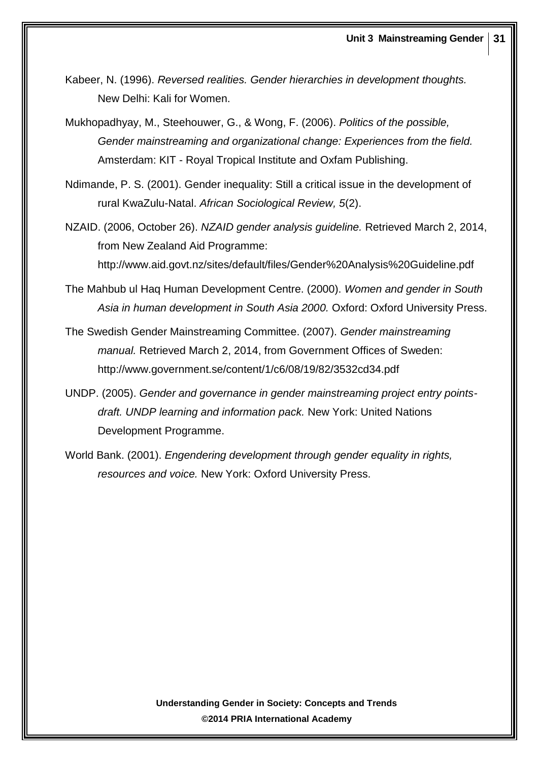Kabeer, N. (1996). *Reversed realities. Gender hierarchies in development thoughts.* New Delhi: Kali for Women.

Mukhopadhyay, M., Steehouwer, G., & Wong, F. (2006). *Politics of the possible, Gender mainstreaming and organizational change: Experiences from the field.* Amsterdam: KIT - Royal Tropical Institute and Oxfam Publishing.

Ndimande, P. S. (2001). Gender inequality: Still a critical issue in the development of rural KwaZulu-Natal. *African Sociological Review, 5*(2).

NZAID. (2006, October 26). *NZAID gender analysis guideline.* Retrieved March 2, 2014, from New Zealand Aid Programme: http://www.aid.govt.nz/sites/default/files/Gender%20Analysis%20Guideline.pdf

The Mahbub ul Haq Human Development Centre. (2000). *Women and gender in South Asia in human development in South Asia 2000.* Oxford: Oxford University Press.

The Swedish Gender Mainstreaming Committee. (2007). *Gender mainstreaming manual.* Retrieved March 2, 2014, from Government Offices of Sweden: http://www.government.se/content/1/c6/08/19/82/3532cd34.pdf

UNDP. (2005). *Gender and governance in gender mainstreaming project entry points-draft. UNDP learning and information pack.* New York: United Nations Development Programme.

World Bank. (2001). *Engendering development through gender equality in rights, resources and voice.* New York: Oxford University Press.